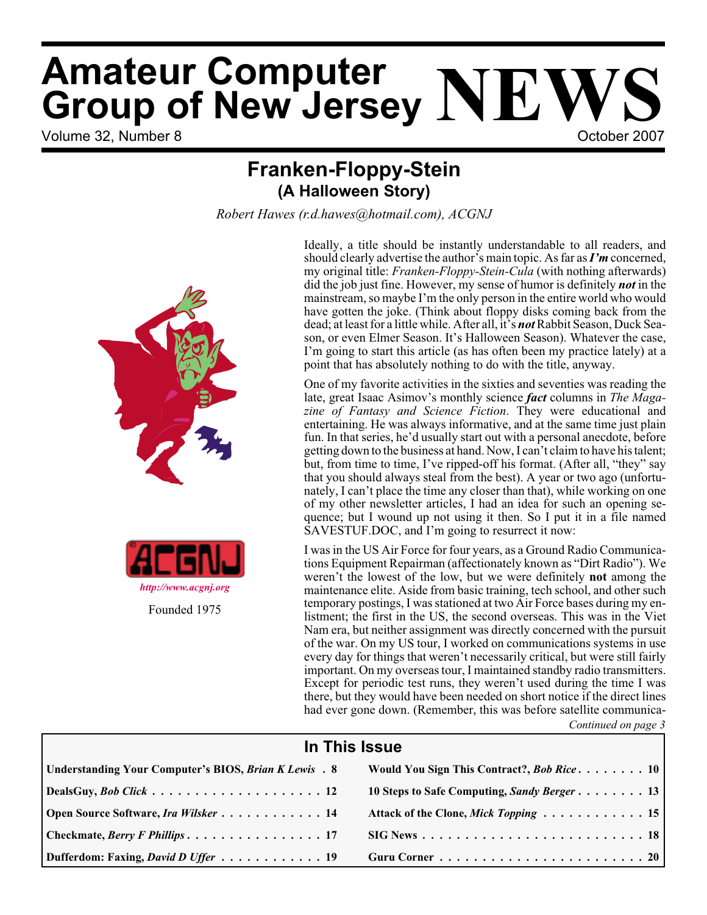# Amateur Computer Group of New Jersey NEWS

Volume 32, Number 8 — October 2007

## Franken-Floppy-Stein (A Halloween Story)

*Robert Hawes (r.d.hawes@hotmail.com), ACGNJ*

http://www.acgnj.org

Founded 1975

Ideally, a title should be instantly understandable to all readers, and should clearly advertise the author's main topic. As far as ***I'm*** concerned, my original title: *Franken-Floppy-Stein-Cula* (with nothing afterwards) did the job just fine. However, my sense of humor is definitely ***not*** in the mainstream, so maybe I'm the only person in the entire world who would have gotten the joke. (Think about floppy disks coming back from the dead; at least for a little while. After all, it's ***not*** Rabbit Season, Duck Season, or even Elmer Season. It's Halloween Season). Whatever the case, I'm going to start this article (as has often been my practice lately) at a point that has absolutely nothing to do with the title, anyway.

One of my favorite activities in the sixties and seventies was reading the late, great Isaac Asimov's monthly science ***fact*** columns in *The Magazine of Fantasy and Science Fiction*. They were educational and entertaining. He was always informative, and at the same time just plain fun. In that series, he'd usually start out with a personal anecdote, before getting down to the business at hand. Now, I can't claim to have his talent; but, from time to time, I've ripped-off his format. (After all, "they" say that you should always steal from the best). A year or two ago (unfortunately, I can't place the time any closer than that), while working on one of my other newsletter articles, I had an idea for such an opening sequence; but I wound up not using it then. So I put it in a file named SAVESTUF.DOC, and I'm going to resurrect it now:

I was in the US Air Force for four years, as a Ground Radio Communications Equipment Repairman (affectionately known as "Dirt Radio"). We weren't the lowest of the low, but we were definitely **not** among the maintenance elite. Aside from basic training, tech school, and other such temporary postings, I was stationed at two Air Force bases during my enlistment; the first in the US, the second overseas. This was in the Viet Nam era, but neither assignment was directly concerned with the pursuit of the war. On my US tour, I worked on communications systems in use every day for things that weren't necessarily critical, but were still fairly important. On my overseas tour, I maintained standby radio transmitters. Except for periodic test runs, they weren't used during the time I was there, but they would have been needed on short notice if the direct lines had ever gone down. (Remember, this was before satellite communica-

*Continued on page 3*

## In This Issue

| | |
|---|---|
| **Understanding Your Computer's BIOS, *Brian K Lewis*** . 8 | **Would You Sign This Contract?, *Bob Rice*** . 10 |
| **DealsGuy, *Bob Click*** . 12 | **10 Steps to Safe Computing, *Sandy Berger*** . 13 |
| **Open Source Software, *Ira Wilsker*** . 14 | **Attack of the Clone, *Mick Topping*** . 15 |
| **Checkmate, *Berry F Phillips*** . 17 | **SIG News** . 18 |
| **Dufferdom: Faxing, *David D Uffer*** . 19 | **Guru Corner** . 20 |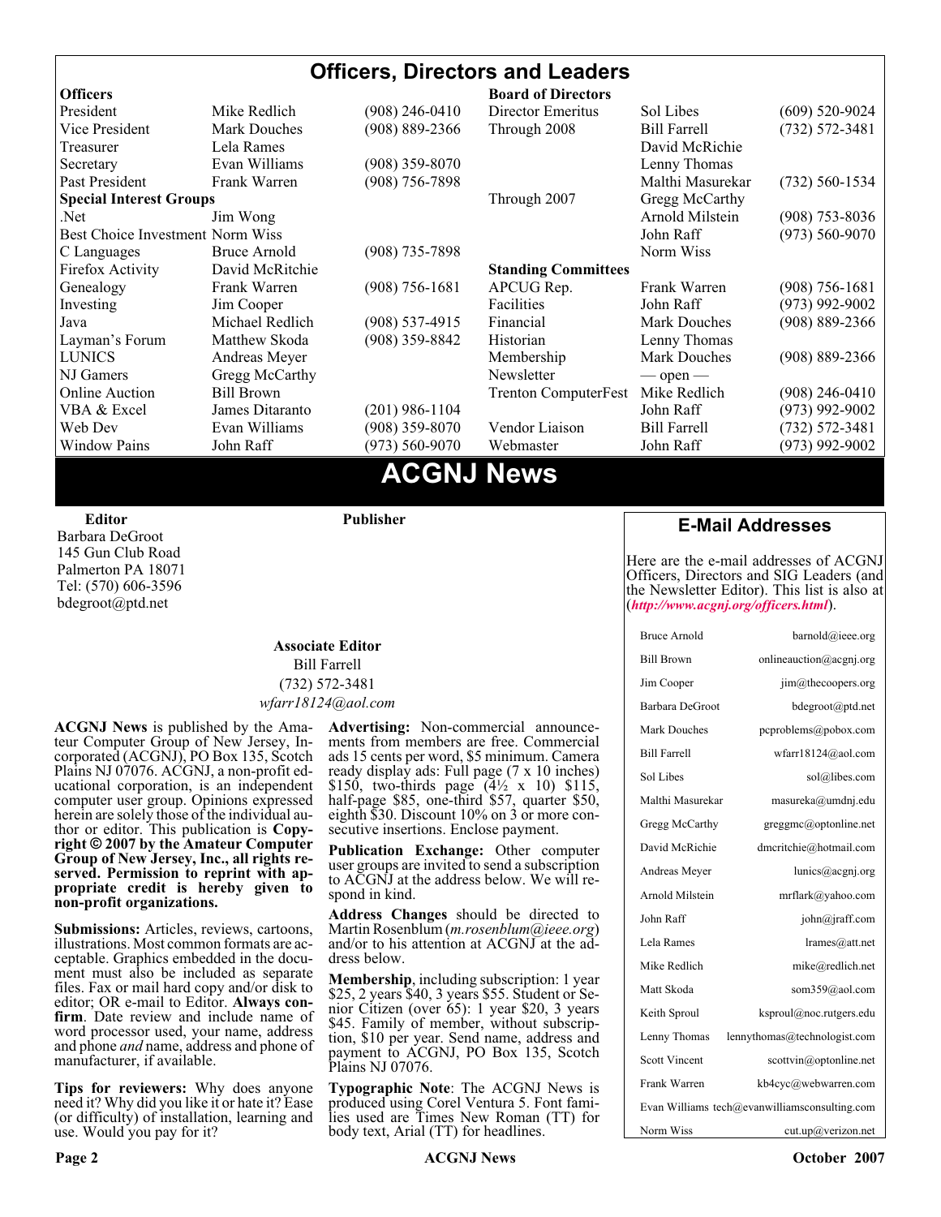# Officers, Directors and Leaders

| **Officers** | | | **Board of Directors** | | |
|---|---|---|---|---|---|
| President | Mike Redlich | (908) 246-0410 | Director Emeritus | Sol Libes | (609) 520-9024 |
| Vice President | Mark Douches | (908) 889-2366 | Through 2008 | Bill Farrell | (732) 572-3481 |
| Treasurer | Lela Rames | | | David McRichie | |
| Secretary | Evan Williams | (908) 359-8070 | | Lenny Thomas | |
| Past President | Frank Warren | (908) 756-7898 | | Malthi Masurekar | (732) 560-1534 |
| **Special Interest Groups** | | | Through 2007 | Gregg McCarthy | |
| .Net | Jim Wong | | | Arnold Milstein | (908) 753-8036 |
| Best Choice Investment | Norm Wiss | | | John Raff | (973) 560-9070 |
| C Languages | Bruce Arnold | (908) 735-7898 | | Norm Wiss | |
| Firefox Activity | David McRitchie | | **Standing Committees** | | |
| Genealogy | Frank Warren | (908) 756-1681 | APCUG Rep. | Frank Warren | (908) 756-1681 |
| Investing | Jim Cooper | | Facilities | John Raff | (973) 992-9002 |
| Java | Michael Redlich | (908) 537-4915 | Financial | Mark Douches | (908) 889-2366 |
| Layman's Forum | Matthew Skoda | (908) 359-8842 | Historian | Lenny Thomas | |
| LUNICS | Andreas Meyer | | Membership | Mark Douches | (908) 889-2366 |
| NJ Gamers | Gregg McCarthy | | Newsletter | — open — | |
| Online Auction | Bill Brown | | Trenton ComputerFest | Mike Redlich | (908) 246-0410 |
| VBA & Excel | James Ditaranto | (201) 986-1104 | | John Raff | (973) 992-9002 |
| Web Dev | Evan Williams | (908) 359-8070 | Vendor Liaison | Bill Farrell | (732) 572-3481 |
| Window Pains | John Raff | (973) 560-9070 | Webmaster | John Raff | (973) 992-9002 |

# ACGNJ News

**Editor**
Barbara DeGroot
145 Gun Club Road
Palmerton PA 18071
Tel: (570) 606-3596
bdegroot@ptd.net

**Publisher**

**Associate Editor**
Bill Farrell
(732) 572-3481
*wfarr18124@aol.com*

**ACGNJ News** is published by the Amateur Computer Group of New Jersey, Incorporated (ACGNJ), PO Box 135, Scotch Plains NJ 07076. ACGNJ, a non-profit educational corporation, is an independent computer user group. Opinions expressed herein are solely those of the individual author or editor. This publication is **Copyright © 2007 by the Amateur Computer Group of New Jersey, Inc., all rights reserved. Permission to reprint with appropriate credit is hereby given to non-profit organizations.**

**Submissions:** Articles, reviews, cartoons, illustrations. Most common formats are acceptable. Graphics embedded in the document must also be included as separate files. Fax or mail hard copy and/or disk to editor; OR e-mail to Editor. **Always confirm**. Date review and include name of word processor used, your name, address and phone *and* name, address and phone of manufacturer, if available.

**Tips for reviewers:** Why does anyone need it? Why did you like it or hate it? Ease (or difficulty) of installation, learning and use. Would you pay for it?

**Advertising:** Non-commercial announcements from members are free. Commercial ads 15 cents per word, $5 minimum. Camera ready display ads: Full page (7 x 10 inches) $150, two-thirds page (4½ x 10) $115, half-page $85, one-third $57, quarter $50, eighth $30. Discount 10% on 3 or more consecutive insertions. Enclose payment.

**Publication Exchange:** Other computer user groups are invited to send a subscription to ACGNJ at the address below. We will respond in kind.

**Address Changes** should be directed to Martin Rosenblum (*m.rosenblum@ieee.org*) and/or to his attention at ACGNJ at the address below.

**Membership**, including subscription: 1 year $25, 2 years $40, 3 years $55. Student or Senior Citizen (over 65): 1 year $20, 3 years $45. Family of member, without subscription, $10 per year. Send name, address and payment to ACGNJ, PO Box 135, Scotch Plains NJ 07076.

**Typographic Note**: The ACGNJ News is produced using Corel Ventura 5. Font families used are Times New Roman (TT) for body text, Arial (TT) for headlines.

## E-Mail Addresses

Here are the e-mail addresses of ACGNJ Officers, Directors and SIG Leaders (and the Newsletter Editor). This list is also at (***http://www.acgnj.org/officers.html***).

| | |
|---|---|
| Bruce Arnold | barnold@ieee.org |
| Bill Brown | onlineauction@acgnj.org |
| Jim Cooper | jim@thecoopers.org |
| Barbara DeGroot | bdegroot@ptd.net |
| Mark Douches | pcproblems@pobox.com |
| Bill Farrell | wfarr18124@aol.com |
| Sol Libes | sol@libes.com |
| Malthi Masurekar | masureka@umdnj.edu |
| Gregg McCarthy | greggmc@optonline.net |
| David McRichie | dmcritchie@hotmail.com |
| Andreas Meyer | lunics@acgnj.org |
| Arnold Milstein | mrflark@yahoo.com |
| John Raff | john@jraff.com |
| Lela Rames | lrames@att.net |
| Mike Redlich | mike@redlich.net |
| Matt Skoda | som359@aol.com |
| Keith Sproul | ksproul@noc.rutgers.edu |
| Lenny Thomas | lennythomas@technologist.com |
| Scott Vincent | scottvin@optonline.net |
| Frank Warren | kb4cyc@webwarren.com |
| Evan Williams | tech@evanwilliamsconsulting.com |
| Norm Wiss | cut.up@verizon.net |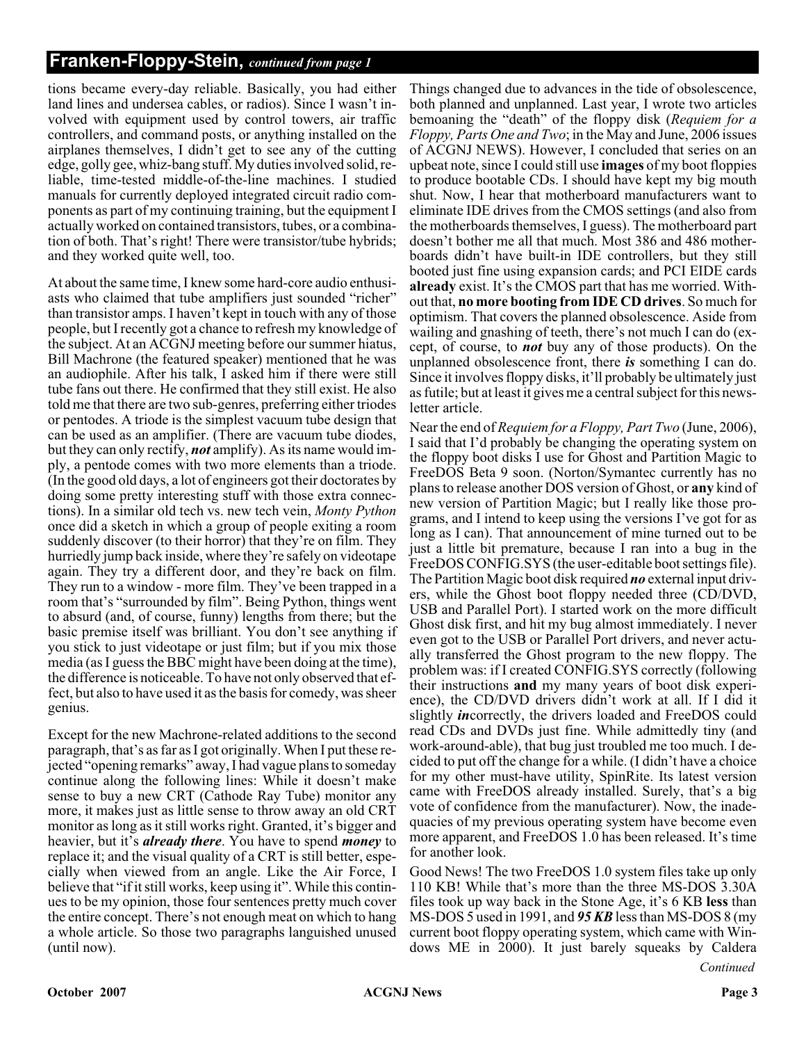## Franken-Floppy-Stein, *continued from page 1*

tions became every-day reliable. Basically, you had either land lines and undersea cables, or radios). Since I wasn't involved with equipment used by control towers, air traffic controllers, and command posts, or anything installed on the airplanes themselves, I didn't get to see any of the cutting edge, golly gee, whiz-bang stuff. My duties involved solid, reliable, time-tested middle-of-the-line machines. I studied manuals for currently deployed integrated circuit radio components as part of my continuing training, but the equipment I actually worked on contained transistors, tubes, or a combination of both. That's right! There were transistor/tube hybrids; and they worked quite well, too.

At about the same time, I knew some hard-core audio enthusiasts who claimed that tube amplifiers just sounded "richer" than transistor amps. I haven't kept in touch with any of those people, but I recently got a chance to refresh my knowledge of the subject. At an ACGNJ meeting before our summer hiatus, Bill Machrone (the featured speaker) mentioned that he was an audiophile. After his talk, I asked him if there were still tube fans out there. He confirmed that they still exist. He also told me that there are two sub-genres, preferring either triodes or pentodes. A triode is the simplest vacuum tube design that can be used as an amplifier. (There are vacuum tube diodes, but they can only rectify, ***not*** amplify). As its name would imply, a pentode comes with two more elements than a triode. (In the good old days, a lot of engineers got their doctorates by doing some pretty interesting stuff with those extra connections). In a similar old tech vs. new tech vein, *Monty Python* once did a sketch in which a group of people exiting a room suddenly discover (to their horror) that they're on film. They hurriedly jump back inside, where they're safely on videotape again. They try a different door, and they're back on film. They run to a window - more film. They've been trapped in a room that's "surrounded by film". Being Python, things went to absurd (and, of course, funny) lengths from there; but the basic premise itself was brilliant. You don't see anything if you stick to just videotape or just film; but if you mix those media (as I guess the BBC might have been doing at the time), the difference is noticeable. To have not only observed that effect, but also to have used it as the basis for comedy, was sheer genius.

Except for the new Machrone-related additions to the second paragraph, that's as far as I got originally. When I put these rejected "opening remarks" away, I had vague plans to someday continue along the following lines: While it doesn't make sense to buy a new CRT (Cathode Ray Tube) monitor any more, it makes just as little sense to throw away an old CRT monitor as long as it still works right. Granted, it's bigger and heavier, but it's ***already there***. You have to spend ***money*** to replace it; and the visual quality of a CRT is still better, especially when viewed from an angle. Like the Air Force, I believe that "if it still works, keep using it". While this continues to be my opinion, those four sentences pretty much cover the entire concept. There's not enough meat on which to hang a whole article. So those two paragraphs languished unused (until now).

Things changed due to advances in the tide of obsolescence, both planned and unplanned. Last year, I wrote two articles bemoaning the "death" of the floppy disk (*Requiem for a Floppy, Parts One and Two*; in the May and June, 2006 issues of ACGNJ NEWS). However, I concluded that series on an upbeat note, since I could still use **images** of my boot floppies to produce bootable CDs. I should have kept my big mouth shut. Now, I hear that motherboard manufacturers want to eliminate IDE drives from the CMOS settings (and also from the motherboards themselves, I guess). The motherboard part doesn't bother me all that much. Most 386 and 486 motherboards didn't have built-in IDE controllers, but they still booted just fine using expansion cards; and PCI EIDE cards **already** exist. It's the CMOS part that has me worried. Without that, **no more booting from IDE CD drives**. So much for optimism. That covers the planned obsolescence. Aside from wailing and gnashing of teeth, there's not much I can do (except, of course, to ***not*** buy any of those products). On the unplanned obsolescence front, there ***is*** something I can do. Since it involves floppy disks, it'll probably be ultimately just as futile; but at least it gives me a central subject for this newsletter article.

Near the end of *Requiem for a Floppy, Part Two* (June, 2006), I said that I'd probably be changing the operating system on the floppy boot disks I use for Ghost and Partition Magic to FreeDOS Beta 9 soon. (Norton/Symantec currently has no plans to release another DOS version of Ghost, or **any** kind of new version of Partition Magic; but I really like those programs, and I intend to keep using the versions I've got for as long as I can). That announcement of mine turned out to be just a little bit premature, because I ran into a bug in the FreeDOS CONFIG.SYS (the user-editable boot settings file). The Partition Magic boot disk required ***no*** external input drivers, while the Ghost boot floppy needed three (CD/DVD, USB and Parallel Port). I started work on the more difficult Ghost disk first, and hit my bug almost immediately. I never even got to the USB or Parallel Port drivers, and never actually transferred the Ghost program to the new floppy. The problem was: if I created CONFIG.SYS correctly (following their instructions **and** my many years of boot disk experience), the CD/DVD drivers didn't work at all. If I did it slightly ***in***correctly, the drivers loaded and FreeDOS could read CDs and DVDs just fine. While admittedly tiny (and work-around-able), that bug just troubled me too much. I decided to put off the change for a while. (I didn't have a choice for my other must-have utility, SpinRite. Its latest version came with FreeDOS already installed. Surely, that's a big vote of confidence from the manufacturer). Now, the inadequacies of my previous operating system have become even more apparent, and FreeDOS 1.0 has been released. It's time for another look.

Good News! The two FreeDOS 1.0 system files take up only 110 KB! While that's more than the three MS-DOS 3.30A files took up way back in the Stone Age, it's 6 KB **less** than MS-DOS 5 used in 1991, and ***95 KB*** less than MS-DOS 8 (my current boot floppy operating system, which came with Windows ME in 2000). It just barely squeaks by Caldera

*Continued*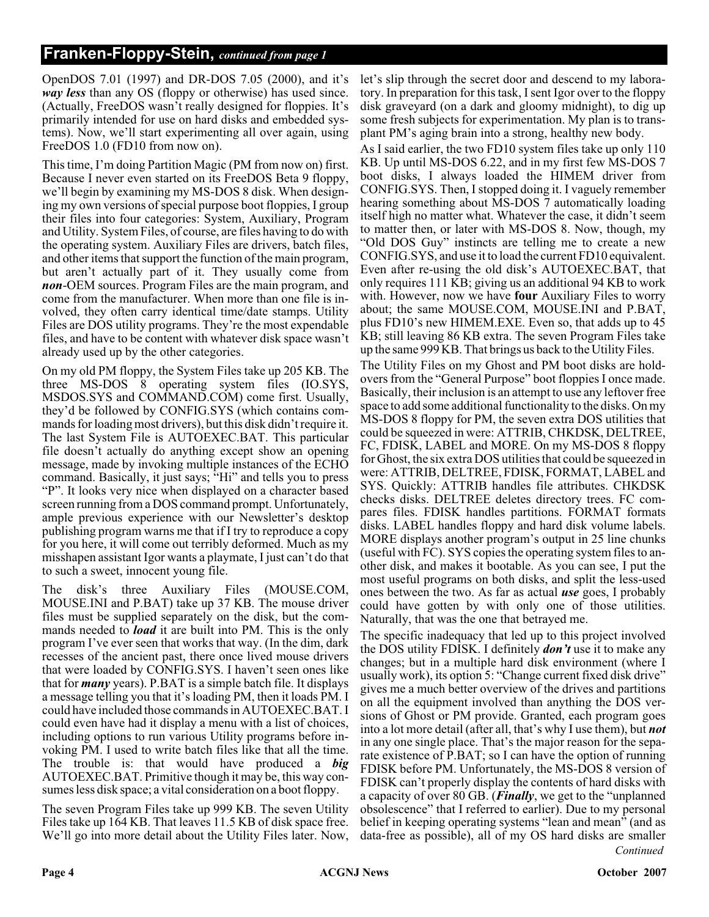## Franken-Floppy-Stein, *continued from page 1*

OpenDOS 7.01 (1997) and DR-DOS 7.05 (2000), and it's ***way less*** than any OS (floppy or otherwise) has used since. (Actually, FreeDOS wasn't really designed for floppies. It's primarily intended for use on hard disks and embedded systems). Now, we'll start experimenting all over again, using FreeDOS 1.0 (FD10 from now on).

This time, I'm doing Partition Magic (PM from now on) first. Because I never even started on its FreeDOS Beta 9 floppy, we'll begin by examining my MS-DOS 8 disk. When designing my own versions of special purpose boot floppies, I group their files into four categories: System, Auxiliary, Program and Utility. System Files, of course, are files having to do with the operating system. Auxiliary Files are drivers, batch files, and other items that support the function of the main program, but aren't actually part of it. They usually come from ***non***-OEM sources. Program Files are the main program, and come from the manufacturer. When more than one file is involved, they often carry identical time/date stamps. Utility Files are DOS utility programs. They're the most expendable files, and have to be content with whatever disk space wasn't already used up by the other categories.

On my old PM floppy, the System Files take up 205 KB. The three MS-DOS 8 operating system files (IO.SYS, MSDOS.SYS and COMMAND.COM) come first. Usually, they'd be followed by CONFIG.SYS (which contains commands for loading most drivers), but this disk didn't require it. The last System File is AUTOEXEC.BAT. This particular file doesn't actually do anything except show an opening message, made by invoking multiple instances of the ECHO command. Basically, it just says; "Hi" and tells you to press "P". It looks very nice when displayed on a character based screen running from a DOS command prompt. Unfortunately, ample previous experience with our Newsletter's desktop publishing program warns me that if I try to reproduce a copy for you here, it will come out terribly deformed. Much as my misshapen assistant Igor wants a playmate, I just can't do that to such a sweet, innocent young file.

The disk's three Auxiliary Files (MOUSE.COM, MOUSE.INI and P.BAT) take up 37 KB. The mouse driver files must be supplied separately on the disk, but the commands needed to ***load*** it are built into PM. This is the only program I've ever seen that works that way. (In the dim, dark recesses of the ancient past, there once lived mouse drivers that were loaded by CONFIG.SYS. I haven't seen ones like that for ***many*** years). P.BAT is a simple batch file. It displays a message telling you that it's loading PM, then it loads PM. I could have included those commands in AUTOEXEC.BAT. I could even have had it display a menu with a list of choices, including options to run various Utility programs before invoking PM. I used to write batch files like that all the time. The trouble is: that would have produced a ***big*** AUTOEXEC.BAT. Primitive though it may be, this way consumes less disk space; a vital consideration on a boot floppy.

The seven Program Files take up 999 KB. The seven Utility Files take up 164 KB. That leaves 11.5 KB of disk space free. We'll go into more detail about the Utility Files later. Now, let's slip through the secret door and descend to my laboratory. In preparation for this task, I sent Igor over to the floppy disk graveyard (on a dark and gloomy midnight), to dig up some fresh subjects for experimentation. My plan is to transplant PM's aging brain into a strong, healthy new body.

As I said earlier, the two FD10 system files take up only 110 KB. Up until MS-DOS 6.22, and in my first few MS-DOS 7 boot disks, I always loaded the HIMEM driver from CONFIG.SYS. Then, I stopped doing it. I vaguely remember hearing something about MS-DOS 7 automatically loading itself high no matter what. Whatever the case, it didn't seem to matter then, or later with MS-DOS 8. Now, though, my "Old DOS Guy" instincts are telling me to create a new CONFIG.SYS, and use it to load the current FD10 equivalent. Even after re-using the old disk's AUTOEXEC.BAT, that only requires 111 KB; giving us an additional 94 KB to work with. However, now we have **four** Auxiliary Files to worry about; the same MOUSE.COM, MOUSE.INI and P.BAT, plus FD10's new HIMEM.EXE. Even so, that adds up to 45 KB; still leaving 86 KB extra. The seven Program Files take up the same 999 KB. That brings us back to the Utility Files.

The Utility Files on my Ghost and PM boot disks are holdovers from the "General Purpose" boot floppies I once made. Basically, their inclusion is an attempt to use any leftover free space to add some additional functionality to the disks. On my MS-DOS 8 floppy for PM, the seven extra DOS utilities that could be squeezed in were: ATTRIB, CHKDSK, DELTREE, FC, FDISK, LABEL and MORE. On my MS-DOS 8 floppy for Ghost, the six extra DOS utilities that could be squeezed in were: ATTRIB, DELTREE, FDISK, FORMAT, LABEL and SYS. Quickly: ATTRIB handles file attributes. CHKDSK checks disks. DELTREE deletes directory trees. FC compares files. FDISK handles partitions. FORMAT formats disks. LABEL handles floppy and hard disk volume labels. MORE displays another program's output in 25 line chunks (useful with FC). SYS copies the operating system files to another disk, and makes it bootable. As you can see, I put the most useful programs on both disks, and split the less-used ones between the two. As far as actual ***use*** goes, I probably could have gotten by with only one of those utilities. Naturally, that was the one that betrayed me.

The specific inadequacy that led up to this project involved the DOS utility FDISK. I definitely ***don't*** use it to make any changes; but in a multiple hard disk environment (where I usually work), its option 5: "Change current fixed disk drive" gives me a much better overview of the drives and partitions on all the equipment involved than anything the DOS versions of Ghost or PM provide. Granted, each program goes into a lot more detail (after all, that's why I use them), but ***not*** in any one single place. That's the major reason for the separate existence of P.BAT; so I can have the option of running FDISK before PM. Unfortunately, the MS-DOS 8 version of FDISK can't properly display the contents of hard disks with a capacity of over 80 GB. (***Finally***, we get to the "unplanned obsolescence" that I referred to earlier). Due to my personal belief in keeping operating systems "lean and mean" (and as data-free as possible), all of my OS hard disks are smaller

*Continued*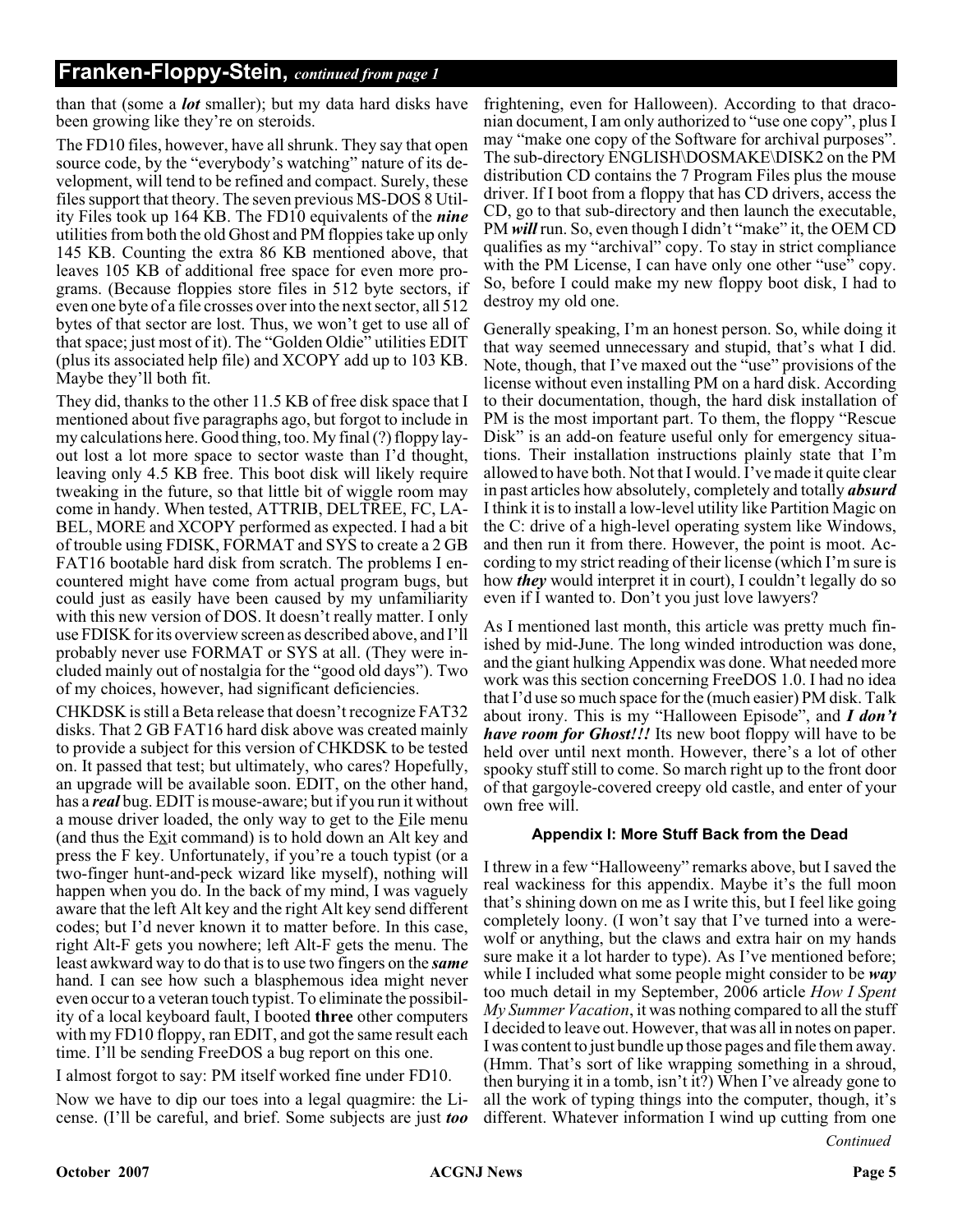## Franken-Floppy-Stein, *continued from page 1*

than that (some a ***lot*** smaller); but my data hard disks have been growing like they're on steroids.

The FD10 files, however, have all shrunk. They say that open source code, by the "everybody's watching" nature of its development, will tend to be refined and compact. Surely, these files support that theory. The seven previous MS-DOS 8 Utility Files took up 164 KB. The FD10 equivalents of the ***nine*** utilities from both the old Ghost and PM floppies take up only 145 KB. Counting the extra 86 KB mentioned above, that leaves 105 KB of additional free space for even more programs. (Because floppies store files in 512 byte sectors, if even one byte of a file crosses over into the next sector, all 512 bytes of that sector are lost. Thus, we won't get to use all of that space; just most of it). The "Golden Oldie" utilities EDIT (plus its associated help file) and XCOPY add up to 103 KB. Maybe they'll both fit.

They did, thanks to the other 11.5 KB of free disk space that I mentioned about five paragraphs ago, but forgot to include in my calculations here. Good thing, too. My final (?) floppy layout lost a lot more space to sector waste than I'd thought, leaving only 4.5 KB free. This boot disk will likely require tweaking in the future, so that little bit of wiggle room may come in handy. When tested, ATTRIB, DELTREE, FC, LABEL, MORE and XCOPY performed as expected. I had a bit of trouble using FDISK, FORMAT and SYS to create a 2 GB FAT16 bootable hard disk from scratch. The problems I encountered might have come from actual program bugs, but could just as easily have been caused by my unfamiliarity with this new version of DOS. It doesn't really matter. I only use FDISK for its overview screen as described above, and I'll probably never use FORMAT or SYS at all. (They were included mainly out of nostalgia for the "good old days"). Two of my choices, however, had significant deficiencies.

CHKDSK is still a Beta release that doesn't recognize FAT32 disks. That 2 GB FAT16 hard disk above was created mainly to provide a subject for this version of CHKDSK to be tested on. It passed that test; but ultimately, who cares? Hopefully, an upgrade will be available soon. EDIT, on the other hand, has a ***real*** bug. EDIT is mouse-aware; but if you run it without a mouse driver loaded, the only way to get to the File menu (and thus the Exit command) is to hold down an Alt key and press the F key. Unfortunately, if you're a touch typist (or a two-finger hunt-and-peck wizard like myself), nothing will happen when you do. In the back of my mind, I was vaguely aware that the left Alt key and the right Alt key send different codes; but I'd never known it to matter before. In this case, right Alt-F gets you nowhere; left Alt-F gets the menu. The least awkward way to do that is to use two fingers on the ***same*** hand. I can see how such a blasphemous idea might never even occur to a veteran touch typist. To eliminate the possibility of a local keyboard fault, I booted **three** other computers with my FD10 floppy, ran EDIT, and got the same result each time. I'll be sending FreeDOS a bug report on this one.

I almost forgot to say: PM itself worked fine under FD10.

Now we have to dip our toes into a legal quagmire: the License. (I'll be careful, and brief. Some subjects are just ***too*** frightening, even for Halloween). According to that draconian document, I am only authorized to "use one copy", plus I may "make one copy of the Software for archival purposes". The sub-directory ENGLISH\DOSMAKE\DISK2 on the PM distribution CD contains the 7 Program Files plus the mouse driver. If I boot from a floppy that has CD drivers, access the CD, go to that sub-directory and then launch the executable, PM ***will*** run. So, even though I didn't "make" it, the OEM CD qualifies as my "archival" copy. To stay in strict compliance with the PM License, I can have only one other "use" copy. So, before I could make my new floppy boot disk, I had to destroy my old one.

Generally speaking, I'm an honest person. So, while doing it that way seemed unnecessary and stupid, that's what I did. Note, though, that I've maxed out the "use" provisions of the license without even installing PM on a hard disk. According to their documentation, though, the hard disk installation of PM is the most important part. To them, the floppy "Rescue Disk" is an add-on feature useful only for emergency situations. Their installation instructions plainly state that I'm allowed to have both. Not that I would. I've made it quite clear in past articles how absolutely, completely and totally ***absurd*** I think it is to install a low-level utility like Partition Magic on the C: drive of a high-level operating system like Windows, and then run it from there. However, the point is moot. According to my strict reading of their license (which I'm sure is how ***they*** would interpret it in court), I couldn't legally do so even if I wanted to. Don't you just love lawyers?

As I mentioned last month, this article was pretty much finished by mid-June. The long winded introduction was done, and the giant hulking Appendix was done. What needed more work was this section concerning FreeDOS 1.0. I had no idea that I'd use so much space for the (much easier) PM disk. Talk about irony. This is my "Halloween Episode", and ***I don't have room for Ghost!!!*** Its new boot floppy will have to be held over until next month. However, there's a lot of other spooky stuff still to come. So march right up to the front door of that gargoyle-covered creepy old castle, and enter of your own free will.

### Appendix I: More Stuff Back from the Dead

I threw in a few "Halloweeny" remarks above, but I saved the real wackiness for this appendix. Maybe it's the full moon that's shining down on me as I write this, but I feel like going completely loony. (I won't say that I've turned into a werewolf or anything, but the claws and extra hair on my hands sure make it a lot harder to type). As I've mentioned before; while I included what some people might consider to be ***way*** too much detail in my September, 2006 article *How I Spent My Summer Vacation*, it was nothing compared to all the stuff I decided to leave out. However, that was all in notes on paper. I was content to just bundle up those pages and file them away. (Hmm. That's sort of like wrapping something in a shroud, then burying it in a tomb, isn't it?) When I've already gone to all the work of typing things into the computer, though, it's different. Whatever information I wind up cutting from one

*Continued*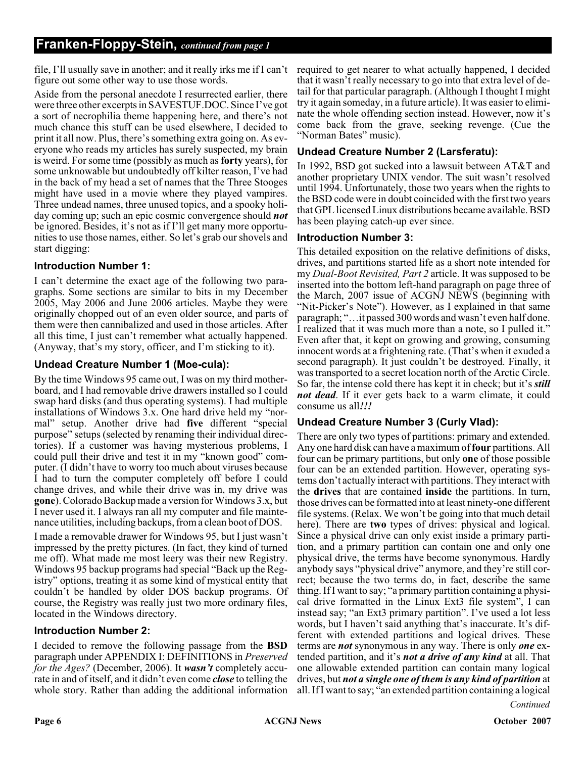## Franken-Floppy-Stein, *continued from page 1*

file, I'll usually save in another; and it really irks me if I can't figure out some other way to use those words.

Aside from the personal anecdote I resurrected earlier, there were three other excerpts in SAVESTUF.DOC. Since I've got a sort of necrophilia theme happening here, and there's not much chance this stuff can be used elsewhere, I decided to print it all now. Plus, there's something extra going on. As everyone who reads my articles has surely suspected, my brain is weird. For some time (possibly as much as **forty** years), for some unknowable but undoubtedly off kilter reason, I've had in the back of my head a set of names that the Three Stooges might have used in a movie where they played vampires. Three undead names, three unused topics, and a spooky holiday coming up; such an epic cosmic convergence should ***not*** be ignored. Besides, it's not as if I'll get many more opportunities to use those names, either. So let's grab our shovels and start digging:

### Introduction Number 1:

I can't determine the exact age of the following two paragraphs. Some sections are similar to bits in my December 2005, May 2006 and June 2006 articles. Maybe they were originally chopped out of an even older source, and parts of them were then cannibalized and used in those articles. After all this time, I just can't remember what actually happened. (Anyway, that's my story, officer, and I'm sticking to it).

### Undead Creature Number 1 (Moe-cula):

By the time Windows 95 came out, I was on my third motherboard, and I had removable drive drawers installed so I could swap hard disks (and thus operating systems). I had multiple installations of Windows 3.x. One hard drive held my "normal" setup. Another drive had **five** different "special purpose" setups (selected by renaming their individual directories). If a customer was having mysterious problems, I could pull their drive and test it in my "known good" computer. (I didn't have to worry too much about viruses because I had to turn the computer completely off before I could change drives, and while their drive was in, my drive was **gone**). Colorado Backup made a version for Windows 3.x, but I never used it. I always ran all my computer and file maintenance utilities, including backups, from a clean boot of DOS.

I made a removable drawer for Windows 95, but I just wasn't impressed by the pretty pictures. (In fact, they kind of turned me off). What made me most leery was their new Registry. Windows 95 backup programs had special "Back up the Registry" options, treating it as some kind of mystical entity that couldn't be handled by older DOS backup programs. Of course, the Registry was really just two more ordinary files, located in the Windows directory.

### Introduction Number 2:

I decided to remove the following passage from the **BSD** paragraph under APPENDIX I: DEFINITIONS in *Preserved for the Ages?* (December, 2006). It ***wasn't*** completely accurate in and of itself, and it didn't even come ***close*** to telling the whole story. Rather than adding the additional information required to get nearer to what actually happened, I decided that it wasn't really necessary to go into that extra level of detail for that particular paragraph. (Although I thought I might try it again someday, in a future article). It was easier to eliminate the whole offending section instead. However, now it's come back from the grave, seeking revenge. (Cue the "Norman Bates" music).

### Undead Creature Number 2 (Larsferatu):

In 1992, BSD got sucked into a lawsuit between AT&T and another proprietary UNIX vendor. The suit wasn't resolved until 1994. Unfortunately, those two years when the rights to the BSD code were in doubt coincided with the first two years that GPL licensed Linux distributions became available. BSD has been playing catch-up ever since.

### Introduction Number 3:

This detailed exposition on the relative definitions of disks, drives, and partitions started life as a short note intended for my *Dual-Boot Revisited, Part 2* article. It was supposed to be inserted into the bottom left-hand paragraph on page three of the March, 2007 issue of ACGNJ NEWS (beginning with "Nit-Picker's Note"). However, as I explained in that same paragraph; "…it passed 300 words and wasn't even half done. I realized that it was much more than a note, so I pulled it." Even after that, it kept on growing and growing, consuming innocent words at a frightening rate. (That's when it exuded a second paragraph). It just couldn't be destroyed. Finally, it was transported to a secret location north of the Arctic Circle. So far, the intense cold there has kept it in check; but it's ***still not dead***. If it ever gets back to a warm climate, it could consume us all***!!!***

### Undead Creature Number 3 (Curly Vlad):

There are only two types of partitions: primary and extended. Any one hard disk can have a maximum of **four** partitions. All four can be primary partitions, but only **one** of those possible four can be an extended partition. However, operating systems don't actually interact with partitions. They interact with the **drives** that are contained **inside** the partitions. In turn, those drives can be formatted into at least ninety-one different file systems. (Relax. We won't be going into that much detail here). There are **two** types of drives: physical and logical. Since a physical drive can only exist inside a primary partition, and a primary partition can contain one and only one physical drive, the terms have become synonymous. Hardly anybody says "physical drive" anymore, and they're still correct; because the two terms do, in fact, describe the same thing. If I want to say; "a primary partition containing a physical drive formatted in the Linux Ext3 file system", I can instead say; "an Ext3 primary partition". I've used a lot less words, but I haven't said anything that's inaccurate. It's different with extended partitions and logical drives. These terms are ***not*** synonymous in any way. There is only ***one*** extended partition, and it's ***not a drive of any kind*** at all. That one allowable extended partition can contain many logical drives, but ***not a single one of them is any kind of partition*** at all. If I want to say; "an extended partition containing a logical

*Continued*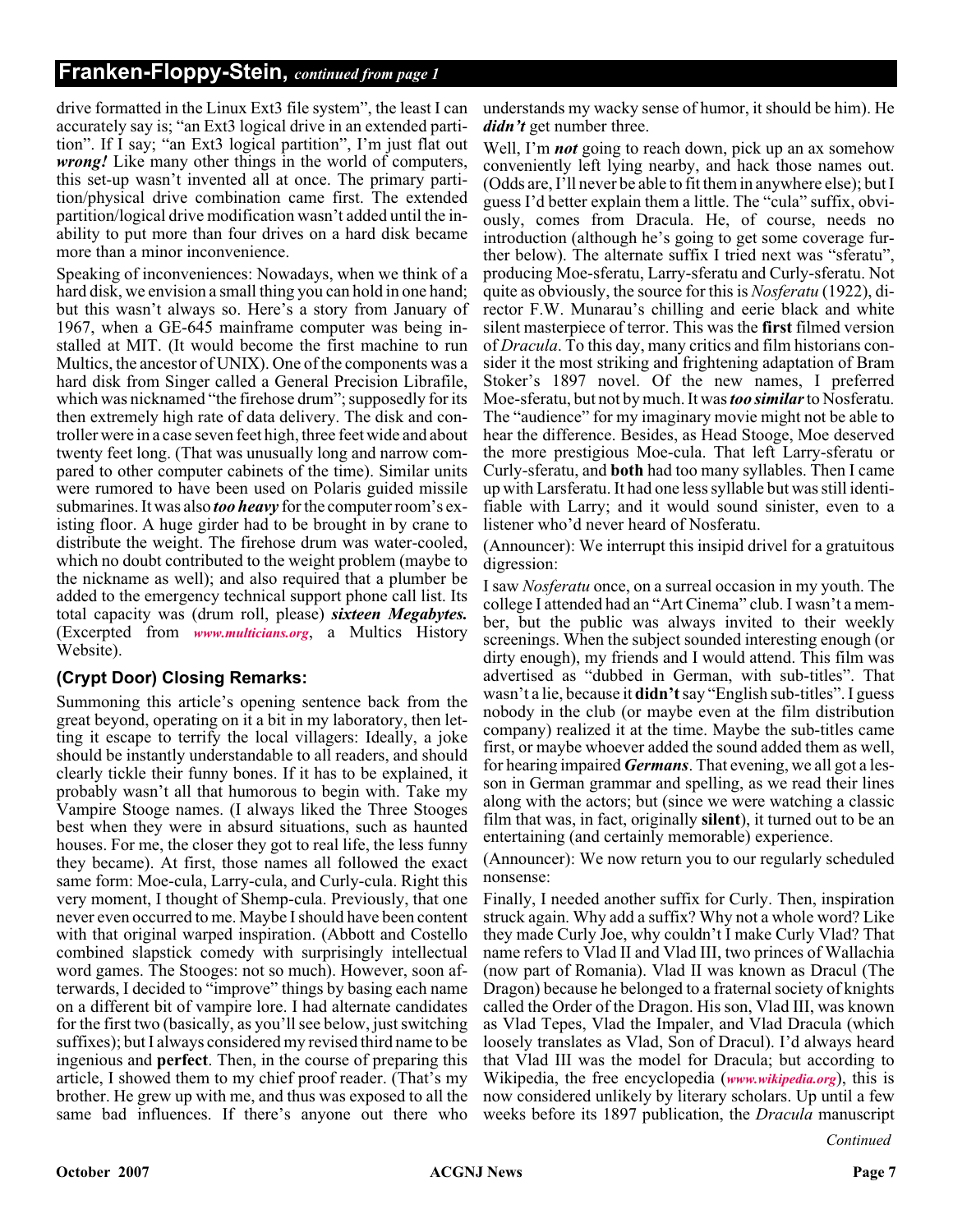## Franken-Floppy-Stein, *continued from page 1*

drive formatted in the Linux Ext3 file system", the least I can accurately say is; "an Ext3 logical drive in an extended partition". If I say; "an Ext3 logical partition", I'm just flat out ***wrong!*** Like many other things in the world of computers, this set-up wasn't invented all at once. The primary partition/physical drive combination came first. The extended partition/logical drive modification wasn't added until the inability to put more than four drives on a hard disk became more than a minor inconvenience.

Speaking of inconveniences: Nowadays, when we think of a hard disk, we envision a small thing you can hold in one hand; but this wasn't always so. Here's a story from January of 1967, when a GE-645 mainframe computer was being installed at MIT. (It would become the first machine to run Multics, the ancestor of UNIX). One of the components was a hard disk from Singer called a General Precision Librafile, which was nicknamed "the firehose drum"; supposedly for its then extremely high rate of data delivery. The disk and controller were in a case seven feet high, three feet wide and about twenty feet long. (That was unusually long and narrow compared to other computer cabinets of the time). Similar units were rumored to have been used on Polaris guided missile submarines. It was also ***too heavy*** for the computer room's existing floor. A huge girder had to be brought in by crane to distribute the weight. The firehose drum was water-cooled, which no doubt contributed to the weight problem (maybe to the nickname as well); and also required that a plumber be added to the emergency technical support phone call list. Its total capacity was (drum roll, please) ***sixteen Megabytes.*** (Excerpted from *www.multicians.org*, a Multics History Website).

### (Crypt Door) Closing Remarks:

Summoning this article's opening sentence back from the great beyond, operating on it a bit in my laboratory, then letting it escape to terrify the local villagers: Ideally, a joke should be instantly understandable to all readers, and should clearly tickle their funny bones. If it has to be explained, it probably wasn't all that humorous to begin with. Take my Vampire Stooge names. (I always liked the Three Stooges best when they were in absurd situations, such as haunted houses. For me, the closer they got to real life, the less funny they became). At first, those names all followed the exact same form: Moe-cula, Larry-cula, and Curly-cula. Right this very moment, I thought of Shemp-cula. Previously, that one never even occurred to me. Maybe I should have been content with that original warped inspiration. (Abbott and Costello combined slapstick comedy with surprisingly intellectual word games. The Stooges: not so much). However, soon afterwards, I decided to "improve" things by basing each name on a different bit of vampire lore. I had alternate candidates for the first two (basically, as you'll see below, just switching suffixes); but I always considered my revised third name to be ingenious and **perfect**. Then, in the course of preparing this article, I showed them to my chief proof reader. (That's my brother. He grew up with me, and thus was exposed to all the same bad influences. If there's anyone out there who understands my wacky sense of humor, it should be him). He ***didn't*** get number three.

Well, I'm ***not*** going to reach down, pick up an ax somehow conveniently left lying nearby, and hack those names out. (Odds are, I'll never be able to fit them in anywhere else); but I guess I'd better explain them a little. The "cula" suffix, obviously, comes from Dracula. He, of course, needs no introduction (although he's going to get some coverage further below). The alternate suffix I tried next was "sferatu", producing Moe-sferatu, Larry-sferatu and Curly-sferatu. Not quite as obviously, the source for this is *Nosferatu* (1922), director F.W. Munarau's chilling and eerie black and white silent masterpiece of terror. This was the **first** filmed version of *Dracula*. To this day, many critics and film historians consider it the most striking and frightening adaptation of Bram Stoker's 1897 novel. Of the new names, I preferred Moe-sferatu, but not by much. It was ***too similar*** to Nosferatu. The "audience" for my imaginary movie might not be able to hear the difference. Besides, as Head Stooge, Moe deserved the more prestigious Moe-cula. That left Larry-sferatu or Curly-sferatu, and **both** had too many syllables. Then I came up with Larsferatu. It had one less syllable but was still identifiable with Larry; and it would sound sinister, even to a listener who'd never heard of Nosferatu.

(Announcer): We interrupt this insipid drivel for a gratuitous digression:

I saw *Nosferatu* once, on a surreal occasion in my youth. The college I attended had an "Art Cinema" club. I wasn't a member, but the public was always invited to their weekly screenings. When the subject sounded interesting enough (or dirty enough), my friends and I would attend. This film was advertised as "dubbed in German, with sub-titles". That wasn't a lie, because it **didn't** say "English sub-titles". I guess nobody in the club (or maybe even at the film distribution company) realized it at the time. Maybe the sub-titles came first, or maybe whoever added the sound added them as well, for hearing impaired ***Germans***. That evening, we all got a lesson in German grammar and spelling, as we read their lines along with the actors; but (since we were watching a classic film that was, in fact, originally **silent**), it turned out to be an entertaining (and certainly memorable) experience.

(Announcer): We now return you to our regularly scheduled nonsense:

Finally, I needed another suffix for Curly. Then, inspiration struck again. Why add a suffix? Why not a whole word? Like they made Curly Joe, why couldn't I make Curly Vlad? That name refers to Vlad II and Vlad III, two princes of Wallachia (now part of Romania). Vlad II was known as Dracul (The Dragon) because he belonged to a fraternal society of knights called the Order of the Dragon. His son, Vlad III, was known as Vlad Tepes, Vlad the Impaler, and Vlad Dracula (which loosely translates as Vlad, Son of Dracul). I'd always heard that Vlad III was the model for Dracula; but according to Wikipedia, the free encyclopedia (*www.wikipedia.org*), this is now considered unlikely by literary scholars. Up until a few weeks before its 1897 publication, the *Dracula* manuscript

*Continued*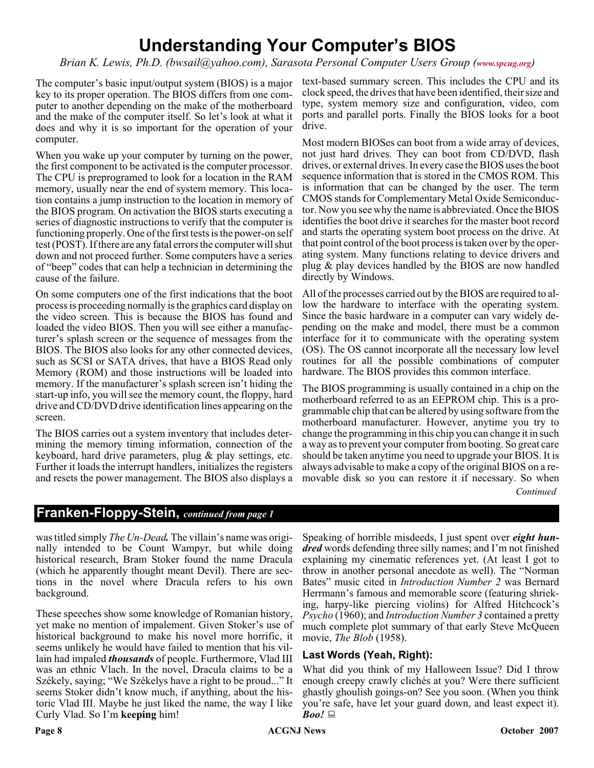# Understanding Your Computer's BIOS

*Brian K. Lewis, Ph.D. (bwsail@yahoo.com), Sarasota Personal Computer Users Group (www.spcug.org)*

The computer's basic input/output system (BIOS) is a major key to its proper operation. The BIOS differs from one computer to another depending on the make of the motherboard and the make of the computer itself. So let's look at what it does and why it is so important for the operation of your computer.

When you wake up your computer by turning on the power, the first component to be activated is the computer processor. The CPU is preprogramed to look for a location in the RAM memory, usually near the end of system memory. This location contains a jump instruction to the location in memory of the BIOS program. On activation the BIOS starts executing a series of diagnostic instructions to verify that the computer is functioning properly. One of the first tests is the power-on self test (POST). If there are any fatal errors the computer will shut down and not proceed further. Some computers have a series of "beep" codes that can help a technician in determining the cause of the failure.

On some computers one of the first indications that the boot process is proceeding normally is the graphics card display on the video screen. This is because the BIOS has found and loaded the video BIOS. Then you will see either a manufacturer's splash screen or the sequence of messages from the BIOS. The BIOS also looks for any other connected devices, such as SCSI or SATA drives, that have a BIOS Read only Memory (ROM) and those instructions will be loaded into memory. If the manufacturer's splash screen isn't hiding the start-up info, you will see the memory count, the floppy, hard drive and CD/DVD drive identification lines appearing on the screen.

The BIOS carries out a system inventory that includes determining the memory timing information, connection of the keyboard, hard drive parameters, plug & play settings, etc. Further it loads the interrupt handlers, initializes the registers and resets the power management. The BIOS also displays a text-based summary screen. This includes the CPU and its clock speed, the drives that have been identified, their size and type, system memory size and configuration, video, com ports and parallel ports. Finally the BIOS looks for a boot drive.

Most modern BIOSes can boot from a wide array of devices, not just hard drives. They can boot from CD/DVD, flash drives, or external drives. In every case the BIOS uses the boot sequence information that is stored in the CMOS ROM. This is information that can be changed by the user. The term CMOS stands for Complementary Metal Oxide Semiconductor. Now you see why the name is abbreviated. Once the BIOS identifies the boot drive it searches for the master boot record and starts the operating system boot process on the drive. At that point control of the boot process is taken over by the operating system. Many functions relating to device drivers and plug & play devices handled by the BIOS are now handled directly by Windows.

All of the processes carried out by the BIOS are required to allow the hardware to interface with the operating system. Since the basic hardware in a computer can vary widely depending on the make and model, there must be a common interface for it to communicate with the operating system (OS). The OS cannot incorporate all the necessary low level routines for all the possible combinations of computer hardware. The BIOS provides this common interface.

The BIOS programming is usually contained in a chip on the motherboard referred to as an EEPROM chip. This is a programmable chip that can be altered by using software from the motherboard manufacturer. However, anytime you try to change the programming in this chip you can change it in such a way as to prevent your computer from booting. So great care should be taken anytime you need to upgrade your BIOS. It is always advisable to make a copy of the original BIOS on a removable disk so you can restore it if necessary. So when

*Continued*

## Franken-Floppy-Stein, *continued from page 1*

was titled simply *The Un-Dead.* The villain's name was originally intended to be Count Wampyr, but while doing historical research, Bram Stoker found the name Dracula (which he apparently thought meant Devil). There are sections in the novel where Dracula refers to his own background.

These speeches show some knowledge of Romanian history, yet make no mention of impalement. Given Stoker's use of historical background to make his novel more horrific, it seems unlikely he would have failed to mention that his villain had impaled ***thousands*** of people. Furthermore, Vlad III was an ethnic Vlach. In the novel, Dracula claims to be a Székely, saying; "We Székelys have a right to be proud..." It seems Stoker didn't know much, if anything, about the historic Vlad III. Maybe he just liked the name, the way I like Curly Vlad. So I'm **keeping** him!

Speaking of horrible misdeeds, I just spent over ***eight hundred*** words defending three silly names; and I'm not finished explaining my cinematic references yet. (At least I got to throw in another personal anecdote as well). The "Norman Bates" music cited in *Introduction Number 2* was Bernard Herrmann's famous and memorable score (featuring shrieking, harpy-like piercing violins) for Alfred Hitchcock's *Psycho* (1960); and *Introduction Number 3* contained a pretty much complete plot summary of that early Steve McQueen movie, *The Blob* (1958).

### Last Words (Yeah, Right):

What did you think of my Halloween Issue? Did I throw enough creepy crawly clichés at you? Were there sufficient ghastly ghoulish goings-on? See you soon. (When you think you're safe, have let your guard down, and least expect it). ***Boo!***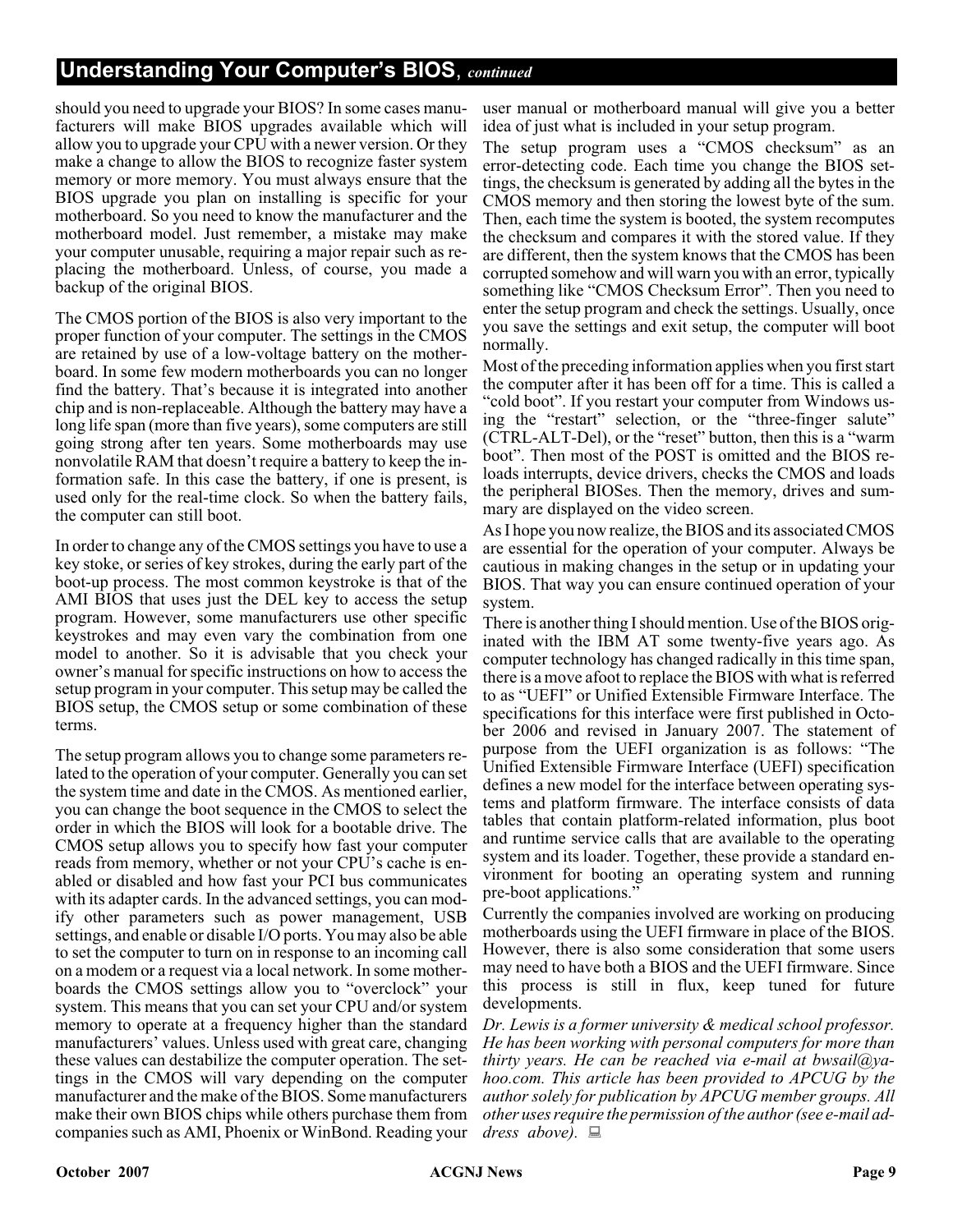## Understanding Your Computer's BIOS, *continued*

should you need to upgrade your BIOS? In some cases manufacturers will make BIOS upgrades available which will allow you to upgrade your CPU with a newer version. Or they make a change to allow the BIOS to recognize faster system memory or more memory. You must always ensure that the BIOS upgrade you plan on installing is specific for your motherboard. So you need to know the manufacturer and the motherboard model. Just remember, a mistake may make your computer unusable, requiring a major repair such as replacing the motherboard. Unless, of course, you made a backup of the original BIOS.

The CMOS portion of the BIOS is also very important to the proper function of your computer. The settings in the CMOS are retained by use of a low-voltage battery on the motherboard. In some few modern motherboards you can no longer find the battery. That's because it is integrated into another chip and is non-replaceable. Although the battery may have a long life span (more than five years), some computers are still going strong after ten years. Some motherboards may use nonvolatile RAM that doesn't require a battery to keep the information safe. In this case the battery, if one is present, is used only for the real-time clock. So when the battery fails, the computer can still boot.

In order to change any of the CMOS settings you have to use a key stoke, or series of key strokes, during the early part of the boot-up process. The most common keystroke is that of the AMI BIOS that uses just the DEL key to access the setup program. However, some manufacturers use other specific keystrokes and may even vary the combination from one model to another. So it is advisable that you check your owner's manual for specific instructions on how to access the setup program in your computer. This setup may be called the BIOS setup, the CMOS setup or some combination of these terms.

The setup program allows you to change some parameters related to the operation of your computer. Generally you can set the system time and date in the CMOS. As mentioned earlier, you can change the boot sequence in the CMOS to select the order in which the BIOS will look for a bootable drive. The CMOS setup allows you to specify how fast your computer reads from memory, whether or not your CPU's cache is enabled or disabled and how fast your PCI bus communicates with its adapter cards. In the advanced settings, you can modify other parameters such as power management, USB settings, and enable or disable I/O ports. You may also be able to set the computer to turn on in response to an incoming call on a modem or a request via a local network. In some motherboards the CMOS settings allow you to "overclock" your system. This means that you can set your CPU and/or system memory to operate at a frequency higher than the standard manufacturers' values. Unless used with great care, changing these values can destabilize the computer operation. The settings in the CMOS will vary depending on the computer manufacturer and the make of the BIOS. Some manufacturers make their own BIOS chips while others purchase them from companies such as AMI, Phoenix or WinBond. Reading your user manual or motherboard manual will give you a better idea of just what is included in your setup program.

The setup program uses a "CMOS checksum" as an error-detecting code. Each time you change the BIOS settings, the checksum is generated by adding all the bytes in the CMOS memory and then storing the lowest byte of the sum. Then, each time the system is booted, the system recomputes the checksum and compares it with the stored value. If they are different, then the system knows that the CMOS has been corrupted somehow and will warn you with an error, typically something like "CMOS Checksum Error". Then you need to enter the setup program and check the settings. Usually, once you save the settings and exit setup, the computer will boot normally.

Most of the preceding information applies when you first start the computer after it has been off for a time. This is called a "cold boot". If you restart your computer from Windows using the "restart" selection, or the "three-finger salute" (CTRL-ALT-Del), or the "reset" button, then this is a "warm boot". Then most of the POST is omitted and the BIOS reloads interrupts, device drivers, checks the CMOS and loads the peripheral BIOSes. Then the memory, drives and summary are displayed on the video screen.

As I hope you now realize, the BIOS and its associated CMOS are essential for the operation of your computer. Always be cautious in making changes in the setup or in updating your BIOS. That way you can ensure continued operation of your system.

There is another thing I should mention. Use of the BIOS originated with the IBM AT some twenty-five years ago. As computer technology has changed radically in this time span, there is a move afoot to replace the BIOS with what is referred to as "UEFI" or Unified Extensible Firmware Interface. The specifications for this interface were first published in October 2006 and revised in January 2007. The statement of purpose from the UEFI organization is as follows: "The Unified Extensible Firmware Interface (UEFI) specification defines a new model for the interface between operating systems and platform firmware. The interface consists of data tables that contain platform-related information, plus boot and runtime service calls that are available to the operating system and its loader. Together, these provide a standard environment for booting an operating system and running pre-boot applications."

Currently the companies involved are working on producing motherboards using the UEFI firmware in place of the BIOS. However, there is also some consideration that some users may need to have both a BIOS and the UEFI firmware. Since this process is still in flux, keep tuned for future developments.

*Dr. Lewis is a former university & medical school professor. He has been working with personal computers for more than thirty years. He can be reached via e-mail at bwsail@yahoo.com. This article has been provided to APCUG by the author solely for publication by APCUG member groups. All other uses require the permission of the author (see e-mail address above).*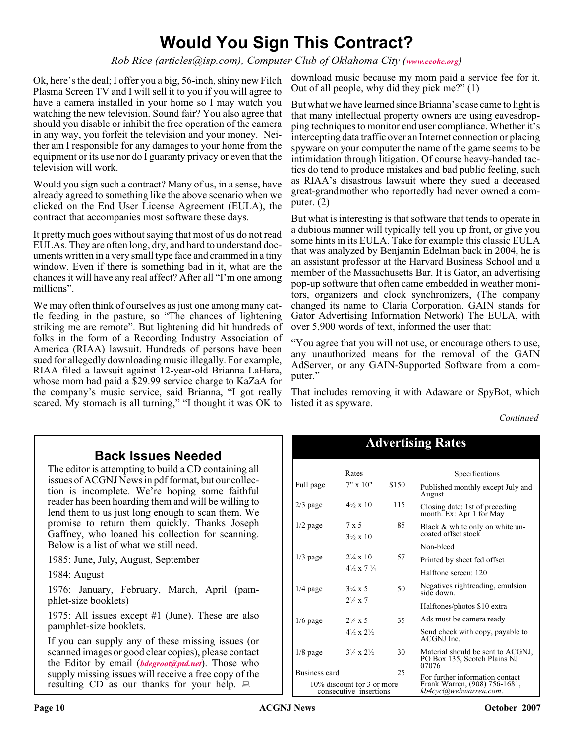# Would You Sign This Contract?

*Rob Rice (articles@isp.com), Computer Club of Oklahoma City (www.ccokc.org)*

Ok, here's the deal; I offer you a big, 56-inch, shiny new Filch Plasma Screen TV and I will sell it to you if you will agree to have a camera installed in your home so I may watch you watching the new television. Sound fair? You also agree that should you disable or inhibit the free operation of the camera in any way, you forfeit the television and your money. Neither am I responsible for any damages to your home from the equipment or its use nor do I guaranty privacy or even that the television will work.

Would you sign such a contract? Many of us, in a sense, have already agreed to something like the above scenario when we clicked on the End User License Agreement (EULA), the contract that accompanies most software these days.

It pretty much goes without saying that most of us do not read EULAs. They are often long, dry, and hard to understand documents written in a very small type face and crammed in a tiny window. Even if there is something bad in it, what are the chances it will have any real affect? After all "I'm one among millions".

We may often think of ourselves as just one among many cattle feeding in the pasture, so "The chances of lightening striking me are remote". But lightening did hit hundreds of folks in the form of a Recording Industry Association of America (RIAA) lawsuit. Hundreds of persons have been sued for allegedly downloading music illegally. For example, RIAA filed a lawsuit against 12-year-old Brianna LaHara, whose mom had paid a $29.99 service charge to KaZaA for the company's music service, said Brianna, "I got really scared. My stomach is all turning," "I thought it was OK to download music because my mom paid a service fee for it. Out of all people, why did they pick me?" (1)

But what we have learned since Brianna's case came to light is that many intellectual property owners are using eavesdropping techniques to monitor end user compliance. Whether it's intercepting data traffic over an Internet connection or placing spyware on your computer the name of the game seems to be intimidation through litigation. Of course heavy-handed tactics do tend to produce mistakes and bad public feeling, such as RIAA's disastrous lawsuit where they sued a deceased great-grandmother who reportedly had never owned a computer. (2)

But what is interesting is that software that tends to operate in a dubious manner will typically tell you up front, or give you some hints in its EULA. Take for example this classic EULA that was analyzed by Benjamin Edelman back in 2004, he is an assistant professor at the Harvard Business School and a member of the Massachusetts Bar. It is Gator, an advertising pop-up software that often came embedded in weather monitors, organizers and clock synchronizers, (The company changed its name to Claria Corporation. GAIN stands for Gator Advertising Information Network) The EULA, with over 5,900 words of text, informed the user that:

"You agree that you will not use, or encourage others to use, any unauthorized means for the removal of the GAIN AdServer, or any GAIN-Supported Software from a computer."

That includes removing it with Adaware or SpyBot, which listed it as spyware.

*Continued*

## Back Issues Needed

The editor is attempting to build a CD containing all issues of ACGNJ News in pdf format, but our collection is incomplete. We're hoping some faithful reader has been hoarding them and will be willing to lend them to us just long enough to scan them. We promise to return them quickly. Thanks Joseph Gaffney, who loaned his collection for scanning. Below is a list of what we still need.

1985: June, July, August, September

1984: August

1976: January, February, March, April (pamphlet-size booklets)

1975: All issues except #1 (June). These are also pamphlet-size booklets.

If you can supply any of these missing issues (or scanned images or good clear copies), please contact the Editor by email (***bdegroot@ptd.net***). Those who supply missing issues will receive a free copy of the resulting CD as our thanks for your help.

## Advertising Rates

| | Rates | |
|---|---|---|
| Full page | 7" x 10" | $150 |
| 2/3 page | 4½ x 10 | 115 |
| 1/2 page | 7 x 5<br>3½ x 10 | 85 |
| 1/3 page | 2¼ x 10<br>4½ x 7 ¼ | 57 |
| 1/4 page | 3¼ x 5<br>2¼ x 7 | 50 |
| 1/6 page | 2¼ x 5<br>4½ x 2½ | 35 |
| 1/8 page | 3¼ x 2½ | 30 |
| Business card | | 25 |

10% discount for 3 or more consecutive insertions

**Specifications**

- Published monthly except July and August
- Closing date: 1st of preceding month. Ex: Apr 1 for May
- Black & white only on white uncoated offset stock
- Non-bleed
- Printed by sheet fed offset
- Halftone screen: 120
- Negatives rightreading, emulsion side down.
- Halftones/photos $10 extra
- Ads must be camera ready
- Send check with copy, payable to ACGNJ Inc.
- Material should be sent to ACGNJ, PO Box 135, Scotch Plains NJ 07076
- For further information contact Frank Warren, (908) 756-1681, *kb4cyc@webwarren.com*.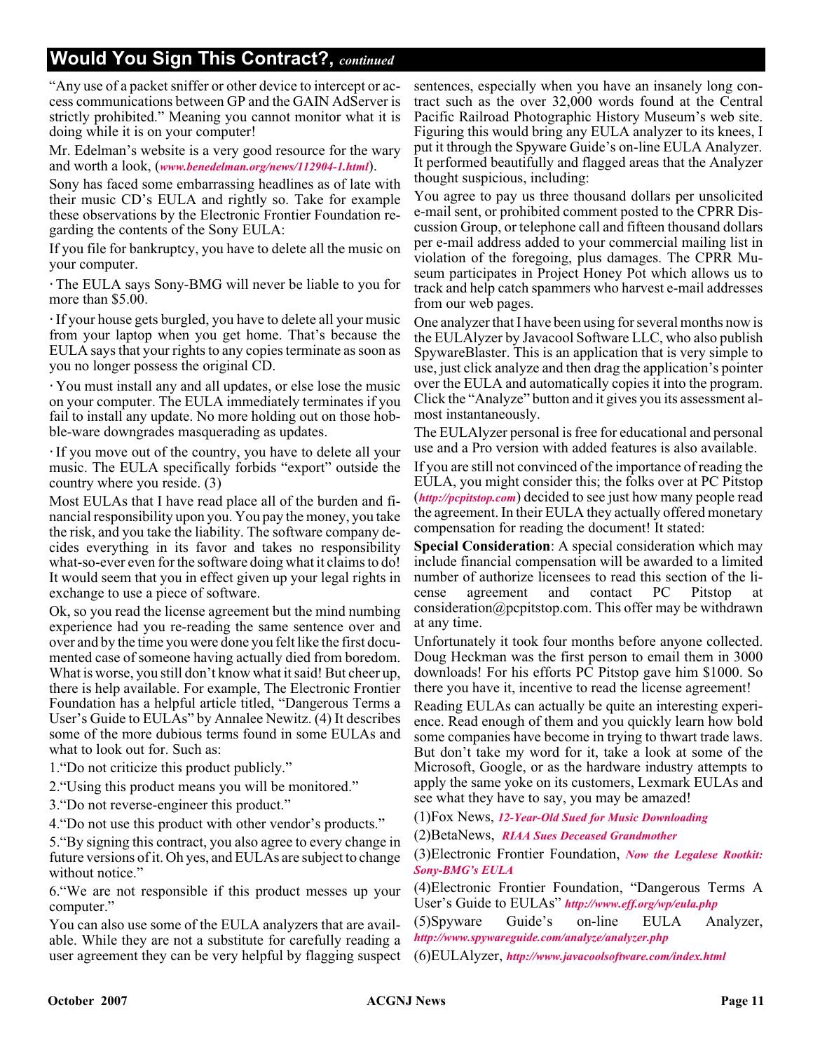## Would You Sign This Contract?, *continued*

"Any use of a packet sniffer or other device to intercept or access communications between GP and the GAIN AdServer is strictly prohibited." Meaning you cannot monitor what it is doing while it is on your computer!

Mr. Edelman's website is a very good resource for the wary and worth a look, (*www.benedelman.org/news/112904-1.html*).

Sony has faced some embarrassing headlines as of late with their music CD's EULA and rightly so. Take for example these observations by the Electronic Frontier Foundation regarding the contents of the Sony EULA:

If you file for bankruptcy, you have to delete all the music on your computer.

· The EULA says Sony-BMG will never be liable to you for more than $5.00.

· If your house gets burgled, you have to delete all your music from your laptop when you get home. That's because the EULA says that your rights to any copies terminate as soon as you no longer possess the original CD.

· You must install any and all updates, or else lose the music on your computer. The EULA immediately terminates if you fail to install any update. No more holding out on those hobble-ware downgrades masquerading as updates.

· If you move out of the country, you have to delete all your music. The EULA specifically forbids "export" outside the country where you reside. (3)

Most EULAs that I have read place all of the burden and financial responsibility upon you. You pay the money, you take the risk, and you take the liability. The software company decides everything in its favor and takes no responsibility what-so-ever even for the software doing what it claims to do! It would seem that you in effect given up your legal rights in exchange to use a piece of software.

Ok, so you read the license agreement but the mind numbing experience had you re-reading the same sentence over and over and by the time you were done you felt like the first documented case of someone having actually died from boredom. What is worse, you still don't know what it said! But cheer up, there is help available. For example, The Electronic Frontier Foundation has a helpful article titled, "Dangerous Terms a User's Guide to EULAs" by Annalee Newitz. (4) It describes some of the more dubious terms found in some EULAs and what to look out for. Such as:

1."Do not criticize this product publicly."

2."Using this product means you will be monitored."

3."Do not reverse-engineer this product."

4."Do not use this product with other vendor's products."

5."By signing this contract, you also agree to every change in future versions of it. Oh yes, and EULAs are subject to change without notice."

6."We are not responsible if this product messes up your computer."

You can also use some of the EULA analyzers that are available. While they are not a substitute for carefully reading a user agreement they can be very helpful by flagging suspect sentences, especially when you have an insanely long contract such as the over 32,000 words found at the Central Pacific Railroad Photographic History Museum's web site. Figuring this would bring any EULA analyzer to its knees, I put it through the Spyware Guide's on-line EULA Analyzer. It performed beautifully and flagged areas that the Analyzer thought suspicious, including:

You agree to pay us three thousand dollars per unsolicited e-mail sent, or prohibited comment posted to the CPRR Discussion Group, or telephone call and fifteen thousand dollars per e-mail address added to your commercial mailing list in violation of the foregoing, plus damages. The CPRR Museum participates in Project Honey Pot which allows us to track and help catch spammers who harvest e-mail addresses from our web pages.

One analyzer that I have been using for several months now is the EULAlyzer by Javacool Software LLC, who also publish SpywareBlaster. This is an application that is very simple to use, just click analyze and then drag the application's pointer over the EULA and automatically copies it into the program. Click the "Analyze" button and it gives you its assessment almost instantaneously.

The EULAlyzer personal is free for educational and personal use and a Pro version with added features is also available.

If you are still not convinced of the importance of reading the EULA, you might consider this; the folks over at PC Pitstop (*http://pcpitstop.com*) decided to see just how many people read the agreement. In their EULA they actually offered monetary compensation for reading the document! It stated:

**Special Consideration**: A special consideration which may include financial compensation will be awarded to a limited number of authorize licensees to read this section of the license agreement and contact PC Pitstop at consideration@pcpitstop.com. This offer may be withdrawn at any time.

Unfortunately it took four months before anyone collected. Doug Heckman was the first person to email them in 3000 downloads! For his efforts PC Pitstop gave him $1000. So there you have it, incentive to read the license agreement!

Reading EULAs can actually be quite an interesting experience. Read enough of them and you quickly learn how bold some companies have become in trying to thwart trade laws. But don't take my word for it, take a look at some of the Microsoft, Google, or as the hardware industry attempts to apply the same yoke on its customers, Lexmark EULAs and see what they have to say, you may be amazed!

(1)Fox News, *12-Year-Old Sued for Music Downloading*

(2)BetaNews, *RIAA Sues Deceased Grandmother*

(3)Electronic Frontier Foundation, *Now the Legalese Rootkit: Sony-BMG's EULA*

(4)Electronic Frontier Foundation, "Dangerous Terms A User's Guide to EULAs" *http://www.eff.org/wp/eula.php*

(5)Spyware Guide's on-line EULA Analyzer, *http://www.spywareguide.com/analyze/analyzer.php*

(6)EULAlyzer, *http://www.javacoolsoftware.com/index.html*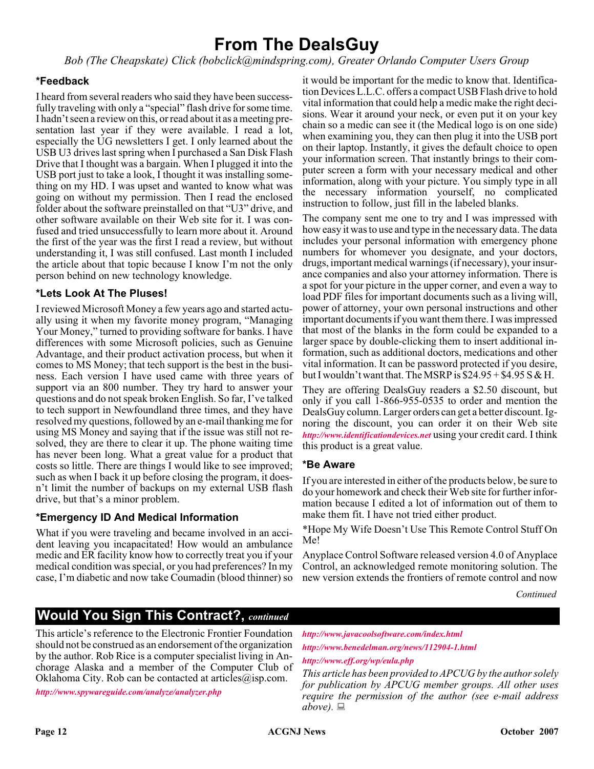# From The DealsGuy

*Bob (The Cheapskate) Click (bobclick@mindspring.com), Greater Orlando Computer Users Group*

### *Feedback

I heard from several readers who said they have been successfully traveling with only a "special" flash drive for some time. I hadn't seen a review on this, or read about it as a meeting presentation last year if they were available. I read a lot, especially the UG newsletters I get. I only learned about the USB U3 drives last spring when I purchased a San Disk Flash Drive that I thought was a bargain. When I plugged it into the USB port just to take a look, I thought it was installing something on my HD. I was upset and wanted to know what was going on without my permission. Then I read the enclosed folder about the software preinstalled on that "U3" drive, and other software available on their Web site for it. I was confused and tried unsuccessfully to learn more about it. Around the first of the year was the first I read a review, but without understanding it, I was still confused. Last month I included the article about that topic because I know I'm not the only person behind on new technology knowledge.

### *Lets Look At The Pluses!

I reviewed Microsoft Money a few years ago and started actually using it when my favorite money program, "Managing Your Money," turned to providing software for banks. I have differences with some Microsoft policies, such as Genuine Advantage, and their product activation process, but when it comes to MS Money; that tech support is the best in the business. Each version I have used came with three years of support via an 800 number. They try hard to answer your questions and do not speak broken English. So far, I've talked to tech support in Newfoundland three times, and they have resolved my questions, followed by an e-mail thanking me for using MS Money and saying that if the issue was still not resolved, they are there to clear it up. The phone waiting time has never been long. What a great value for a product that costs so little. There are things I would like to see improved; such as when I back it up before closing the program, it doesn't limit the number of backups on my external USB flash drive, but that's a minor problem.

### *Emergency ID And Medical Information

What if you were traveling and became involved in an accident leaving you incapacitated! How would an ambulance medic and ER facility know how to correctly treat you if your medical condition was special, or you had preferences? In my case, I'm diabetic and now take Coumadin (blood thinner) so it would be important for the medic to know that. Identification Devices L.L.C. offers a compact USB Flash drive to hold vital information that could help a medic make the right decisions. Wear it around your neck, or even put it on your key chain so a medic can see it (the Medical logo is on one side) when examining you, they can then plug it into the USB port on their laptop. Instantly, it gives the default choice to open your information screen. That instantly brings to their computer screen a form with your necessary medical and other information, along with your picture. You simply type in all the necessary information yourself, no complicated instruction to follow, just fill in the labeled blanks.

The company sent me one to try and I was impressed with how easy it was to use and type in the necessary data. The data includes your personal information with emergency phone numbers for whomever you designate, and your doctors, drugs, important medical warnings (if necessary), your insurance companies and also your attorney information. There is a spot for your picture in the upper corner, and even a way to load PDF files for important documents such as a living will, power of attorney, your own personal instructions and other important documents if you want them there. I was impressed that most of the blanks in the form could be expanded to a larger space by double-clicking them to insert additional information, such as additional doctors, medications and other vital information. It can be password protected if you desire, but I wouldn't want that. The MSRP is $24.95 + $4.95 S & H.

They are offering DealsGuy readers a $2.50 discount, but only if you call 1-866-955-0535 to order and mention the DealsGuy column. Larger orders can get a better discount. Ignoring the discount, you can order it on their Web site *http://www.identificationdevices.net* using your credit card. I think this product is a great value.

### *Be Aware

If you are interested in either of the products below, be sure to do your homework and check their Web site for further information because I edited a lot of information out of them to make them fit. I have not tried either product.

*Hope My Wife Doesn't Use This Remote Control Stuff On Me!

Anyplace Control Software released version 4.0 of Anyplace Control, an acknowledged remote monitoring solution. The new version extends the frontiers of remote control and now

*Continued*

## Would You Sign This Contract?, *continued*

This article's reference to the Electronic Frontier Foundation should not be construed as an endorsement of the organization by the author. Rob Rice is a computer specialist living in Anchorage Alaska and a member of the Computer Club of Oklahoma City. Rob can be contacted at articles@isp.com.

*http://www.spywareguide.com/analyze/analyzer.php*

*http://www.javacoolsoftware.com/index.html*

*http://www.benedelman.org/news/112904-1.html*

*http://www.eff.org/wp/eula.php*

*This article has been provided to APCUG by the author solely for publication by APCUG member groups. All other uses require the permission of the author (see e-mail address above).*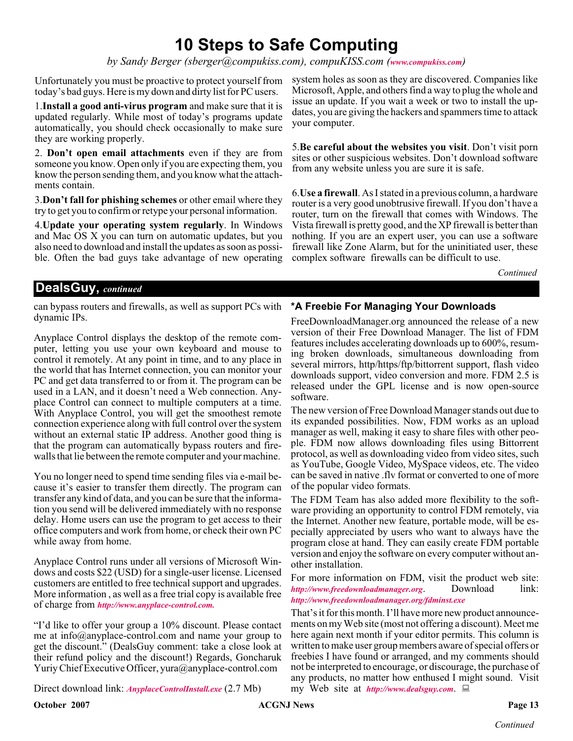# 10 Steps to Safe Computing

*by Sandy Berger (sberger@compukiss.com), compuKISS.com (www.compukiss.com)*

Unfortunately you must be proactive to protect yourself from today's bad guys. Here is my down and dirty list for PC users.

1.**Install a good anti-virus program** and make sure that it is updated regularly. While most of today's programs update automatically, you should check occasionally to make sure they are working properly.

2. **Don't open email attachments** even if they are from someone you know. Open only if you are expecting them, you know the person sending them, and you know what the attachments contain.

3.**Don't fall for phishing schemes** or other email where they try to get you to confirm or retype your personal information.

4.**Update your operating system regularly**. In Windows and Mac OS X you can turn on automatic updates, but you also need to download and install the updates as soon as possible. Often the bad guys take advantage of new operating system holes as soon as they are discovered. Companies like Microsoft, Apple, and others find a way to plug the whole and issue an update. If you wait a week or two to install the updates, you are giving the hackers and spammers time to attack your computer.

5.**Be careful about the websites you visit**. Don't visit porn sites or other suspicious websites. Don't download software from any website unless you are sure it is safe.

6.**Use a firewall**. As I stated in a previous column, a hardware router is a very good unobtrusive firewall. If you don't have a router, turn on the firewall that comes with Windows. The Vista firewall is pretty good, and the XP firewall is better than nothing. If you are an expert user, you can use a software firewall like Zone Alarm, but for the uninitiated user, these complex software firewalls can be difficult to use.

*Continued*

## DealsGuy, *continued*

can bypass routers and firewalls, as well as support PCs with dynamic IPs.

Anyplace Control displays the desktop of the remote computer, letting you use your own keyboard and mouse to control it remotely. At any point in time, and to any place in the world that has Internet connection, you can monitor your PC and get data transferred to or from it. The program can be used in a LAN, and it doesn't need a Web connection. Anyplace Control can connect to multiple computers at a time. With Anyplace Control, you will get the smoothest remote connection experience along with full control over the system without an external static IP address. Another good thing is that the program can automatically bypass routers and firewalls that lie between the remote computer and your machine.

You no longer need to spend time sending files via e-mail because it's easier to transfer them directly. The program can transfer any kind of data, and you can be sure that the information you send will be delivered immediately with no response delay. Home users can use the program to get access to their office computers and work from home, or check their own PC while away from home.

Anyplace Control runs under all versions of Microsoft Windows and costs $22 (USD) for a single-user license. Licensed customers are entitled to free technical support and upgrades. More information , as well as a free trial copy is available free of charge from *http://www.anyplace-control.com.*

"I'd like to offer your group a 10% discount. Please contact me at info@anyplace-control.com and name your group to get the discount." (DealsGuy comment: take a close look at their refund policy and the discount!) Regards, Goncharuk Yuriy Chief Executive Officer, yura@anyplace-control.com

Direct download link: *AnyplaceControlInstall.exe* (2.7 Mb)

### *A Freebie For Managing Your Downloads

FreeDownloadManager.org announced the release of a new version of their Free Download Manager. The list of FDM features includes accelerating downloads up to 600%, resuming broken downloads, simultaneous downloading from several mirrors, http/https/ftp/bittorrent support, flash video downloads support, video conversion and more. FDM 2.5 is released under the GPL license and is now open-source software.

The new version of Free Download Manager stands out due to its expanded possibilities. Now, FDM works as an upload manager as well, making it easy to share files with other people. FDM now allows downloading files using Bittorrent protocol, as well as downloading video from video sites, such as YouTube, Google Video, MySpace videos, etc. The video can be saved in native .flv format or converted to one of more of the popular video formats.

The FDM Team has also added more flexibility to the software providing an opportunity to control FDM remotely, via the Internet. Another new feature, portable mode, will be especially appreciated by users who want to always have the program close at hand. They can easily create FDM portable version and enjoy the software on every computer without another installation.

For more information on FDM, visit the product web site: *http://www.freedownloadmanager.org*. Download link: *http://www.freedownloadmanager.org/fdminst.exe*

That's it for this month. I'll have more new product announcements on my Web site (most not offering a discount). Meet me here again next month if your editor permits. This column is written to make user group members aware of special offers or freebies I have found or arranged, and my comments should not be interpreted to encourage, or discourage, the purchase of any products, no matter how enthused I might sound. Visit my Web site at *http://www.dealsguy.com*.

*Continued*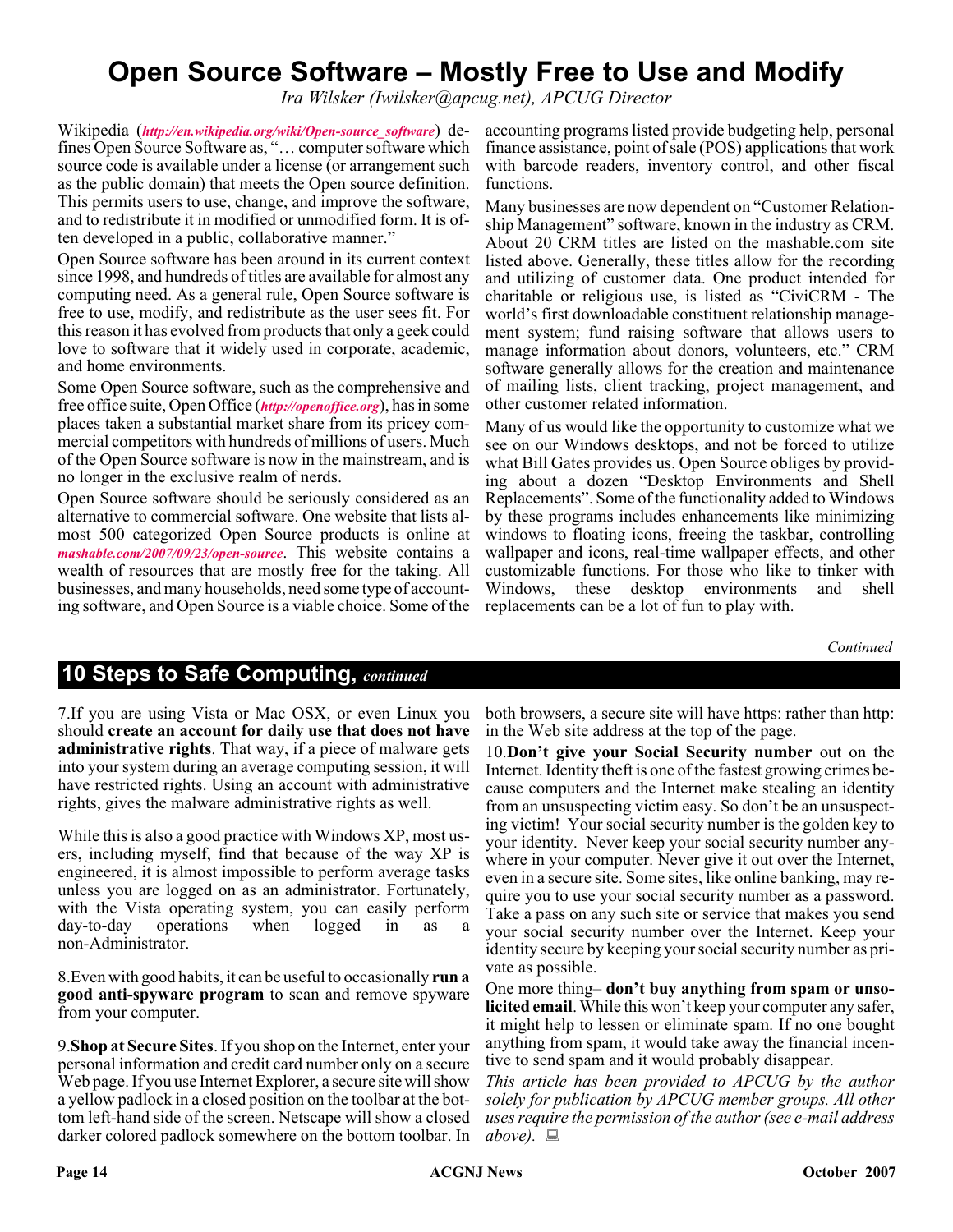# Open Source Software – Mostly Free to Use and Modify

*Ira Wilsker (Iwilsker@apcug.net), APCUG Director*

Wikipedia (*http://en.wikipedia.org/wiki/Open-source_software*) defines Open Source Software as, "… computer software which source code is available under a license (or arrangement such as the public domain) that meets the Open source definition. This permits users to use, change, and improve the software, and to redistribute it in modified or unmodified form. It is often developed in a public, collaborative manner."

Open Source software has been around in its current context since 1998, and hundreds of titles are available for almost any computing need. As a general rule, Open Source software is free to use, modify, and redistribute as the user sees fit. For this reason it has evolved from products that only a geek could love to software that it widely used in corporate, academic, and home environments.

Some Open Source software, such as the comprehensive and free office suite, Open Office (*http://openoffice.org*), has in some places taken a substantial market share from its pricey commercial competitors with hundreds of millions of users. Much of the Open Source software is now in the mainstream, and is no longer in the exclusive realm of nerds.

Open Source software should be seriously considered as an alternative to commercial software. One website that lists almost 500 categorized Open Source products is online at *mashable.com/2007/09/23/open-source*. This website contains a wealth of resources that are mostly free for the taking. All businesses, and many households, need some type of accounting software, and Open Source is a viable choice. Some of the accounting programs listed provide budgeting help, personal finance assistance, point of sale (POS) applications that work with barcode readers, inventory control, and other fiscal functions.

Many businesses are now dependent on "Customer Relationship Management" software, known in the industry as CRM. About 20 CRM titles are listed on the mashable.com site listed above. Generally, these titles allow for the recording and utilizing of customer data. One product intended for charitable or religious use, is listed as "CiviCRM - The world's first downloadable constituent relationship management system; fund raising software that allows users to manage information about donors, volunteers, etc." CRM software generally allows for the creation and maintenance of mailing lists, client tracking, project management, and other customer related information.

Many of us would like the opportunity to customize what we see on our Windows desktops, and not be forced to utilize what Bill Gates provides us. Open Source obliges by providing about a dozen "Desktop Environments and Shell Replacements". Some of the functionality added to Windows by these programs includes enhancements like minimizing windows to floating icons, freeing the taskbar, controlling wallpaper and icons, real-time wallpaper effects, and other customizable functions. For those who like to tinker with Windows, these desktop environments and shell replacements can be a lot of fun to play with.

*Continued*

## 10 Steps to Safe Computing, *continued*

7.If you are using Vista or Mac OSX, or even Linux you should **create an account for daily use that does not have administrative rights**. That way, if a piece of malware gets into your system during an average computing session, it will have restricted rights. Using an account with administrative rights, gives the malware administrative rights as well.

While this is also a good practice with Windows XP, most users, including myself, find that because of the way XP is engineered, it is almost impossible to perform average tasks unless you are logged on as an administrator. Fortunately, with the Vista operating system, you can easily perform day-to-day operations when logged in as a non-Administrator.

8.Even with good habits, it can be useful to occasionally **run a good anti-spyware program** to scan and remove spyware from your computer.

9.**Shop at Secure Sites**. If you shop on the Internet, enter your personal information and credit card number only on a secure Web page. If you use Internet Explorer, a secure site will show a yellow padlock in a closed position on the toolbar at the bottom left-hand side of the screen. Netscape will show a closed darker colored padlock somewhere on the bottom toolbar. In both browsers, a secure site will have https: rather than http: in the Web site address at the top of the page.

10.**Don't give your Social Security number** out on the Internet. Identity theft is one of the fastest growing crimes because computers and the Internet make stealing an identity from an unsuspecting victim easy. So don't be an unsuspecting victim! Your social security number is the golden key to your identity. Never keep your social security number anywhere in your computer. Never give it out over the Internet, even in a secure site. Some sites, like online banking, may require you to use your social security number as a password. Take a pass on any such site or service that makes you send your social security number over the Internet. Keep your identity secure by keeping your social security number as private as possible.

One more thing– **don't buy anything from spam or unsolicited email**. While this won't keep your computer any safer, it might help to lessen or eliminate spam. If no one bought anything from spam, it would take away the financial incentive to send spam and it would probably disappear.

*This article has been provided to APCUG by the author solely for publication by APCUG member groups. All other uses require the permission of the author (see e-mail address above).*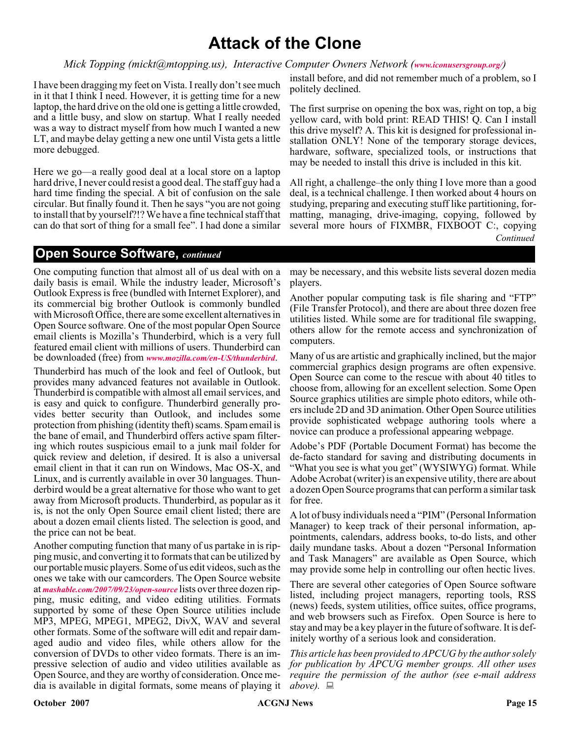# Attack of the Clone

*Mick Topping (mickt@mtopping.us), Interactive Computer Owners Network (www.iconusersgroup.org/)*

I have been dragging my feet on Vista. I really don't see much in it that I think I need. However, it is getting time for a new laptop, the hard drive on the old one is getting a little crowded, and a little busy, and slow on startup. What I really needed was a way to distract myself from how much I wanted a new LT, and maybe delay getting a new one until Vista gets a little more debugged.

Here we go—a really good deal at a local store on a laptop hard drive, I never could resist a good deal. The staff guy had a hard time finding the special. A bit of confusion on the sale circular. But finally found it. Then he says "you are not going to install that by yourself?!? We have a fine technical staff that can do that sort of thing for a small fee". I had done a similar install before, and did not remember much of a problem, so I politely declined.

The first surprise on opening the box was, right on top, a big yellow card, with bold print: READ THIS! Q. Can I install this drive myself? A. This kit is designed for professional installation ONLY! None of the temporary storage devices, hardware, software, specialized tools, or instructions that may be needed to install this drive is included in this kit.

All right, a challenge–the only thing I love more than a good deal, is a technical challenge. I then worked about 4 hours on studying, preparing and executing stuff like partitioning, formatting, managing, drive-imaging, copying, followed by several more hours of FIXMBR, FIXBOOT C:, copying

*Continued*

## Open Source Software, *continued*

One computing function that almost all of us deal with on a daily basis is email. While the industry leader, Microsoft's Outlook Express is free (bundled with Internet Explorer), and its commercial big brother Outlook is commonly bundled with Microsoft Office, there are some excellent alternatives in Open Source software. One of the most popular Open Source email clients is Mozilla's Thunderbird, which is a very full featured email client with millions of users. Thunderbird can be downloaded (free) from *www.mozilla.com/en-US/thunderbird*.

Thunderbird has much of the look and feel of Outlook, but provides many advanced features not available in Outlook. Thunderbird is compatible with almost all email services, and is easy and quick to configure. Thunderbird generally provides better security than Outlook, and includes some protection from phishing (identity theft) scams. Spam email is the bane of email, and Thunderbird offers active spam filtering which routes suspicious email to a junk mail folder for quick review and deletion, if desired. It is also a universal email client in that it can run on Windows, Mac OS-X, and Linux, and is currently available in over 30 languages. Thunderbird would be a great alternative for those who want to get away from Microsoft products. Thunderbird, as popular as it is, is not the only Open Source email client listed; there are about a dozen email clients listed. The selection is good, and the price can not be beat.

Another computing function that many of us partake in is ripping music, and converting it to formats that can be utilized by our portable music players. Some of us edit videos, such as the ones we take with our camcorders. The Open Source website at *mashable.com/2007/09/23/open-source* lists over three dozen ripping, music editing, and video editing utilities. Formats supported by some of these Open Source utilities include MP3, MPEG, MPEG1, MPEG2, DivX, WAV and several other formats. Some of the software will edit and repair damaged audio and video files, while others allow for the conversion of DVDs to other video formats. There is an impressive selection of audio and video utilities available as Open Source, and they are worthy of consideration. Once media is available in digital formats, some means of playing it may be necessary, and this website lists several dozen media players.

Another popular computing task is file sharing and "FTP" (File Transfer Protocol), and there are about three dozen free utilities listed. While some are for traditional file swapping, others allow for the remote access and synchronization of computers.

Many of us are artistic and graphically inclined, but the major commercial graphics design programs are often expensive. Open Source can come to the rescue with about 40 titles to choose from, allowing for an excellent selection. Some Open Source graphics utilities are simple photo editors, while others include 2D and 3D animation. Other Open Source utilities provide sophisticated webpage authoring tools where a novice can produce a professional appearing webpage.

Adobe's PDF (Portable Document Format) has become the de-facto standard for saving and distributing documents in "What you see is what you get" (WYSIWYG) format. While Adobe Acrobat (writer) is an expensive utility, there are about a dozen Open Source programs that can perform a similar task for free.

A lot of busy individuals need a "PIM" (Personal Information Manager) to keep track of their personal information, appointments, calendars, address books, to-do lists, and other daily mundane tasks. About a dozen "Personal Information and Task Managers" are available as Open Source, which may provide some help in controlling our often hectic lives.

There are several other categories of Open Source software listed, including project managers, reporting tools, RSS (news) feeds, system utilities, office suites, office programs, and web browsers such as Firefox. Open Source is here to stay and may be a key player in the future of software. It is definitely worthy of a serious look and consideration.

*This article has been provided to APCUG by the author solely for publication by APCUG member groups. All other uses require the permission of the author (see e-mail address above).*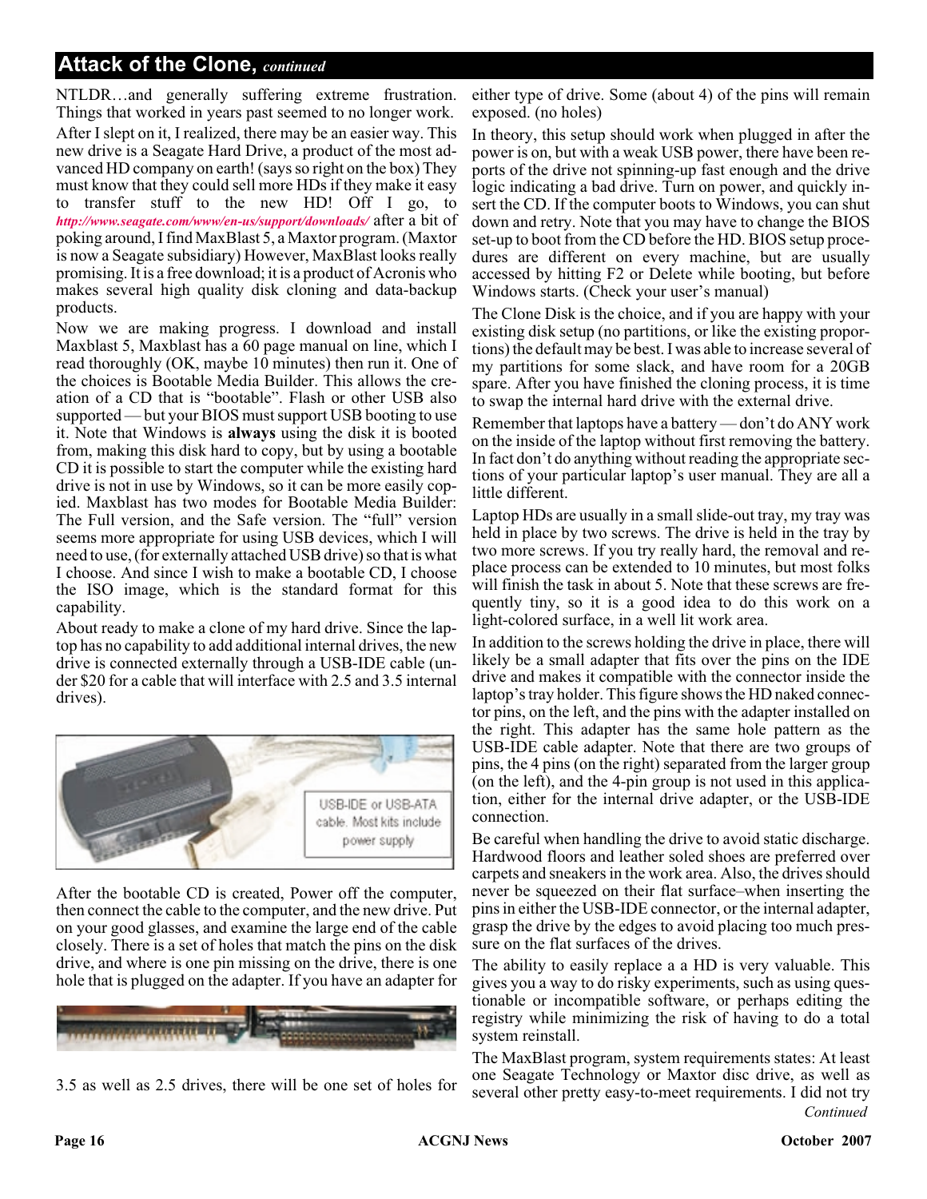## Attack of the Clone, *continued*

NTLDR…and generally suffering extreme frustration. Things that worked in years past seemed to no longer work.

After I slept on it, I realized, there may be an easier way. This new drive is a Seagate Hard Drive, a product of the most advanced HD company on earth! (says so right on the box) They must know that they could sell more HDs if they make it easy to transfer stuff to the new HD! Off I go, to *http://www.seagate.com/www/en-us/support/downloads/* after a bit of poking around, I find MaxBlast 5, a Maxtor program. (Maxtor is now a Seagate subsidiary) However, MaxBlast looks really promising. It is a free download; it is a product of Acronis who makes several high quality disk cloning and data-backup products.

Now we are making progress. I download and install Maxblast 5, Maxblast has a 60 page manual on line, which I read thoroughly (OK, maybe 10 minutes) then run it. One of the choices is Bootable Media Builder. This allows the creation of a CD that is "bootable". Flash or other USB also supported — but your BIOS must support USB booting to use it. Note that Windows is **always** using the disk it is booted from, making this disk hard to copy, but by using a bootable CD it is possible to start the computer while the existing hard drive is not in use by Windows, so it can be more easily copied. Maxblast has two modes for Bootable Media Builder: The Full version, and the Safe version. The "full" version seems more appropriate for using USB devices, which I will need to use, (for externally attached USB drive) so that is what I choose. And since I wish to make a bootable CD, I choose the ISO image, which is the standard format for this capability.

About ready to make a clone of my hard drive. Since the laptop has no capability to add additional internal drives, the new drive is connected externally through a USB-IDE cable (under $20 for a cable that will interface with 2.5 and 3.5 internal drives).

USB-IDE or USB-ATA cable. Most kits include power supply

After the bootable CD is created, Power off the computer, then connect the cable to the computer, and the new drive. Put on your good glasses, and examine the large end of the cable closely. There is a set of holes that match the pins on the disk drive, and where is one pin missing on the drive, there is one hole that is plugged on the adapter. If you have an adapter for 3.5 as well as 2.5 drives, there will be one set of holes for either type of drive. Some (about 4) of the pins will remain exposed. (no holes)

In theory, this setup should work when plugged in after the power is on, but with a weak USB power, there have been reports of the drive not spinning-up fast enough and the drive logic indicating a bad drive. Turn on power, and quickly insert the CD. If the computer boots to Windows, you can shut down and retry. Note that you may have to change the BIOS set-up to boot from the CD before the HD. BIOS setup procedures are different on every machine, but are usually accessed by hitting F2 or Delete while booting, but before Windows starts. (Check your user's manual)

The Clone Disk is the choice, and if you are happy with your existing disk setup (no partitions, or like the existing proportions) the default may be best. I was able to increase several of my partitions for some slack, and have room for a 20GB spare. After you have finished the cloning process, it is time to swap the internal hard drive with the external drive.

Remember that laptops have a battery — don't do ANY work on the inside of the laptop without first removing the battery. In fact don't do anything without reading the appropriate sections of your particular laptop's user manual. They are all a little different.

Laptop HDs are usually in a small slide-out tray, my tray was held in place by two screws. The drive is held in the tray by two more screws. If you try really hard, the removal and replace process can be extended to 10 minutes, but most folks will finish the task in about 5. Note that these screws are frequently tiny, so it is a good idea to do this work on a light-colored surface, in a well lit work area.

In addition to the screws holding the drive in place, there will likely be a small adapter that fits over the pins on the IDE drive and makes it compatible with the connector inside the laptop's tray holder. This figure shows the HD naked connector pins, on the left, and the pins with the adapter installed on the right. This adapter has the same hole pattern as the USB-IDE cable adapter. Note that there are two groups of pins, the 4 pins (on the right) separated from the larger group (on the left), and the 4-pin group is not used in this application, either for the internal drive adapter, or the USB-IDE connection.

Be careful when handling the drive to avoid static discharge. Hardwood floors and leather soled shoes are preferred over carpets and sneakers in the work area. Also, the drives should never be squeezed on their flat surface–when inserting the pins in either the USB-IDE connector, or the internal adapter, grasp the drive by the edges to avoid placing too much pressure on the flat surfaces of the drives.

The ability to easily replace a a HD is very valuable. This gives you a way to do risky experiments, such as using questionable or incompatible software, or perhaps editing the registry while minimizing the risk of having to do a total system reinstall.

The MaxBlast program, system requirements states: At least one Seagate Technology or Maxtor disc drive, as well as several other pretty easy-to-meet requirements. I did not try

*Continued*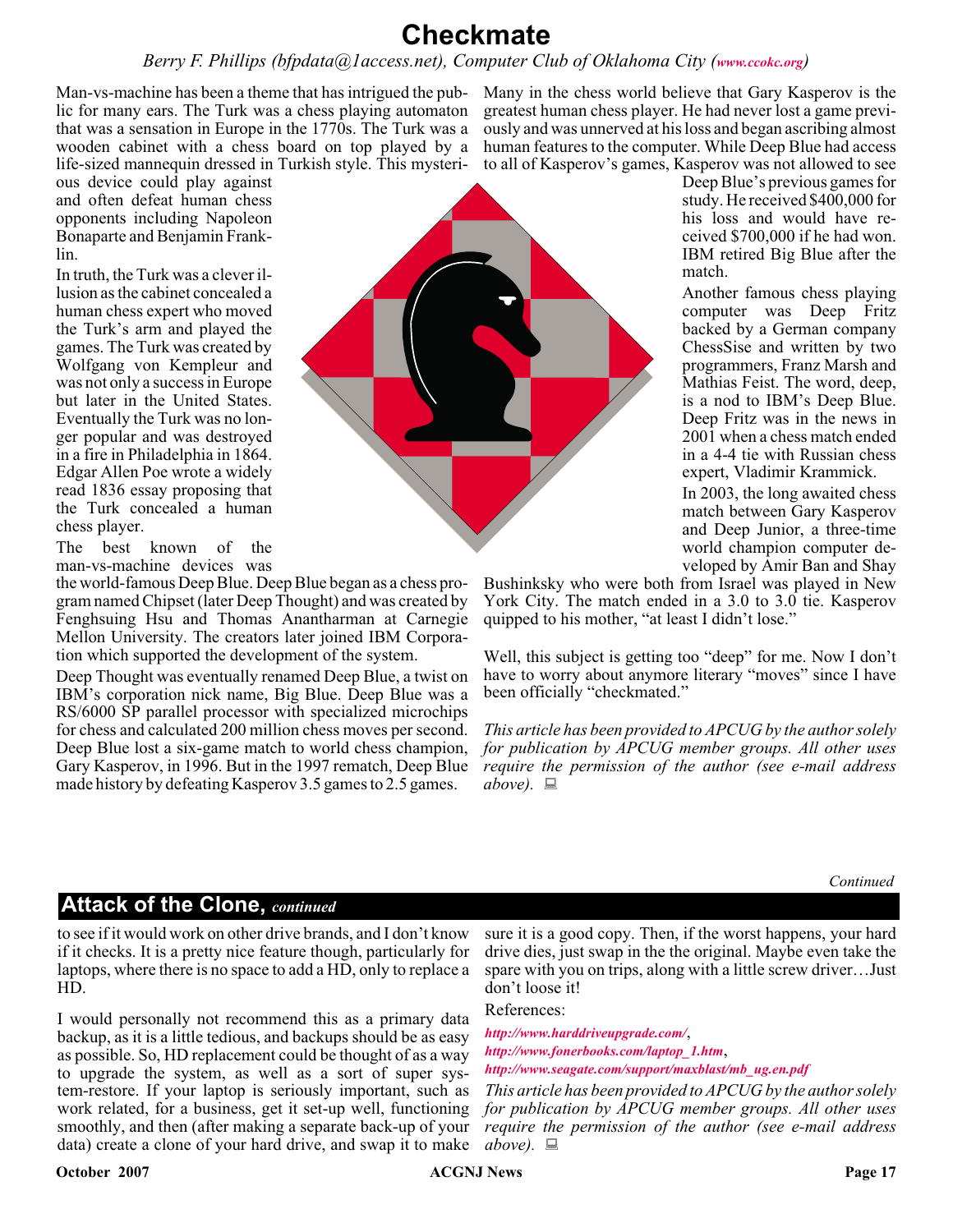# Checkmate

*Berry F. Phillips (bfpdata@1access.net), Computer Club of Oklahoma City (www.ccokc.org)*

Man-vs-machine has been a theme that has intrigued the public for many ears. The Turk was a chess playing automaton that was a sensation in Europe in the 1770s. The Turk was a wooden cabinet with a chess board on top played by a life-sized mannequin dressed in Turkish style. This mysterious device could play against and often defeat human chess opponents including Napoleon Bonaparte and Benjamin Franklin.

In truth, the Turk was a clever illusion as the cabinet concealed a human chess expert who moved the Turk's arm and played the games. The Turk was created by Wolfgang von Kempleur and was not only a success in Europe but later in the United States. Eventually the Turk was no longer popular and was destroyed in a fire in Philadelphia in 1864. Edgar Allen Poe wrote a widely read 1836 essay proposing that the Turk concealed a human chess player.

The best known of the man-vs-machine devices was the world-famous Deep Blue. Deep Blue began as a chess program named Chipset (later Deep Thought) and was created by Fenghsuing Hsu and Thomas Anantharman at Carnegie Mellon University. The creators later joined IBM Corporation which supported the development of the system.

Deep Thought was eventually renamed Deep Blue, a twist on IBM's corporation nick name, Big Blue. Deep Blue was a RS/6000 SP parallel processor with specialized microchips for chess and calculated 200 million chess moves per second. Deep Blue lost a six-game match to world chess champion, Gary Kasperov, in 1996. But in the 1997 rematch, Deep Blue made history by defeating Kasperov 3.5 games to 2.5 games.

Many in the chess world believe that Gary Kasperov is the greatest human chess player. He had never lost a game previously and was unnerved at his loss and began ascribing almost human features to the computer. While Deep Blue had access to all of Kasperov's games, Kasperov was not allowed to see Deep Blue's previous games for study. He received $400,000 for his loss and would have received $700,000 if he had won. IBM retired Big Blue after the match.

Another famous chess playing computer was Deep Fritz backed by a German company ChessSise and written by two programmers, Franz Marsh and Mathias Feist. The word, deep, is a nod to IBM's Deep Blue. Deep Fritz was in the news in 2001 when a chess match ended in a 4-4 tie with Russian chess expert, Vladimir Krammick.

In 2003, the long awaited chess match between Gary Kasperov and Deep Junior, a three-time world champion computer developed by Amir Ban and Shay Bushinksky who were both from Israel was played in New York City. The match ended in a 3.0 to 3.0 tie. Kasperov quipped to his mother, "at least I didn't lose."

Well, this subject is getting too "deep" for me. Now I don't have to worry about anymore literary "moves" since I have been officially "checkmated."

*This article has been provided to APCUG by the author solely for publication by APCUG member groups. All other uses require the permission of the author (see e-mail address above).*

## Attack of the Clone, *continued*

to see if it would work on other drive brands, and I don't know if it checks. It is a pretty nice feature though, particularly for laptops, where there is no space to add a HD, only to replace a HD.

I would personally not recommend this as a primary data backup, as it is a little tedious, and backups should be as easy as possible. So, HD replacement could be thought of as a way to upgrade the system, as well as a sort of super system-restore. If your laptop is seriously important, such as work related, for a business, get it set-up well, functioning smoothly, and then (after making a separate back-up of your data) create a clone of your hard drive, and swap it to make sure it is a good copy. Then, if the worst happens, your hard drive dies, just swap in the the original. Maybe even take the spare with you on trips, along with a little screw driver…Just don't loose it!

References:

*http://www.harddriveupgrade.com/*,
*http://www.fonerbooks.com/laptop_1.htm*,
*http://www.seagate.com/support/maxblast/mb_ug.en.pdf*

*This article has been provided to APCUG by the author solely for publication by APCUG member groups. All other uses require the permission of the author (see e-mail address above).*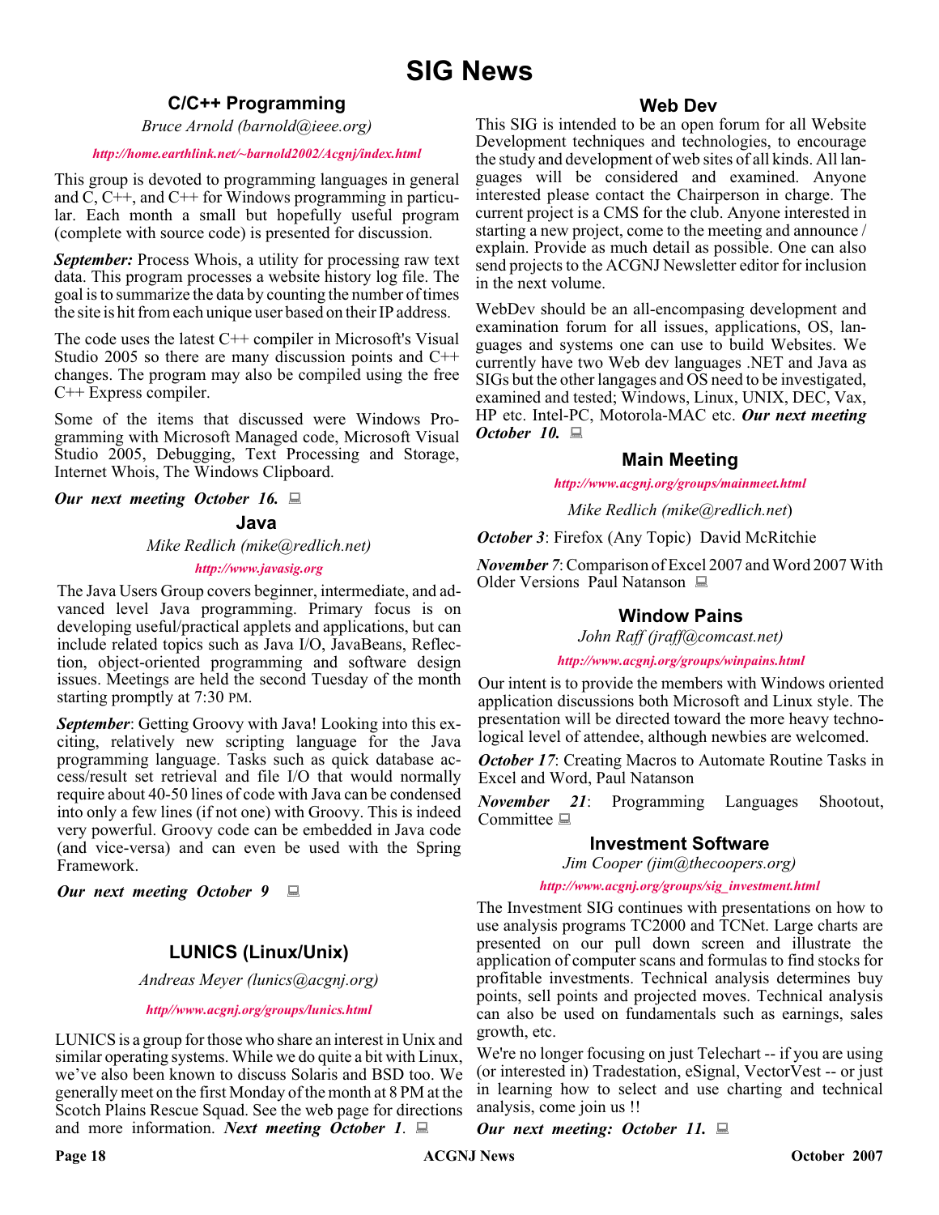# SIG News

## C/C++ Programming

*Bruce Arnold (barnold@ieee.org)*

*http://home.earthlink.net/~barnold2002/Acgnj/index.html*

This group is devoted to programming languages in general and C, C++, and C++ for Windows programming in particular. Each month a small but hopefully useful program (complete with source code) is presented for discussion.

***September:*** Process Whois, a utility for processing raw text data. This program processes a website history log file. The goal is to summarize the data by counting the number of times the site is hit from each unique user based on their IP address.

The code uses the latest C++ compiler in Microsoft's Visual Studio 2005 so there are many discussion points and C++ changes. The program may also be compiled using the free C++ Express compiler.

Some of the items that discussed were Windows Programming with Microsoft Managed code, Microsoft Visual Studio 2005, Debugging, Text Processing and Storage, Internet Whois, The Windows Clipboard.

***Our next meeting October 16.***

## Java

*Mike Redlich (mike@redlich.net)*

*http://www.javasig.org*

The Java Users Group covers beginner, intermediate, and advanced level Java programming. Primary focus is on developing useful/practical applets and applications, but can include related topics such as Java I/O, JavaBeans, Reflection, object-oriented programming and software design issues. Meetings are held the second Tuesday of the month starting promptly at 7:30 PM.

***September***: Getting Groovy with Java! Looking into this exciting, relatively new scripting language for the Java programming language. Tasks such as quick database access/result set retrieval and file I/O that would normally require about 40-50 lines of code with Java can be condensed into only a few lines (if not one) with Groovy. This is indeed very powerful. Groovy code can be embedded in Java code (and vice-versa) and can even be used with the Spring Framework.

***Our next meeting October 9***

## LUNICS (Linux/Unix)

*Andreas Meyer (lunics@acgnj.org)*

*http//www.acgnj.org/groups/lunics.html*

LUNICS is a group for those who share an interest in Unix and similar operating systems. While we do quite a bit with Linux, we've also been known to discuss Solaris and BSD too. We generally meet on the first Monday of the month at 8 PM at the Scotch Plains Rescue Squad. See the web page for directions and more information. ***Next meeting October 1***.

## Web Dev

This SIG is intended to be an open forum for all Website Development techniques and technologies, to encourage the study and development of web sites of all kinds. All languages will be considered and examined. Anyone interested please contact the Chairperson in charge. The current project is a CMS for the club. Anyone interested in starting a new project, come to the meeting and announce / explain. Provide as much detail as possible. One can also send projects to the ACGNJ Newsletter editor for inclusion in the next volume.

WebDev should be an all-encompasing development and examination forum for all issues, applications, OS, languages and systems one can use to build Websites. We currently have two Web dev languages .NET and Java as SIGs but the other langages and OS need to be investigated, examined and tested; Windows, Linux, UNIX, DEC, Vax, HP etc. Intel-PC, Motorola-MAC etc. ***Our next meeting October 10.***

## Main Meeting

*http://www.acgnj.org/groups/mainmeet.html*

*Mike Redlich (mike@redlich.net)*

***October 3***: Firefox (Any Topic) David McRitchie

***November 7***: Comparison of Excel 2007 and Word 2007 With Older Versions Paul Natanson

## Window Pains

*John Raff (jraff@comcast.net)*

*http://www.acgnj.org/groups/winpains.html*

Our intent is to provide the members with Windows oriented application discussions both Microsoft and Linux style. The presentation will be directed toward the more heavy technological level of attendee, although newbies are welcomed.

***October 17***: Creating Macros to Automate Routine Tasks in Excel and Word, Paul Natanson

***November 21***: Programming Languages Shootout, Committee

## Investment Software

*Jim Cooper (jim@thecoopers.org)*

*http://www.acgnj.org/groups/sig_investment.html*

The Investment SIG continues with presentations on how to use analysis programs TC2000 and TCNet. Large charts are presented on our pull down screen and illustrate the application of computer scans and formulas to find stocks for profitable investments. Technical analysis determines buy points, sell points and projected moves. Technical analysis can also be used on fundamentals such as earnings, sales growth, etc.

We're no longer focusing on just Telechart -- if you are using (or interested in) Tradestation, eSignal, VectorVest -- or just in learning how to select and use charting and technical analysis, come join us !!

***Our next meeting: October 11.***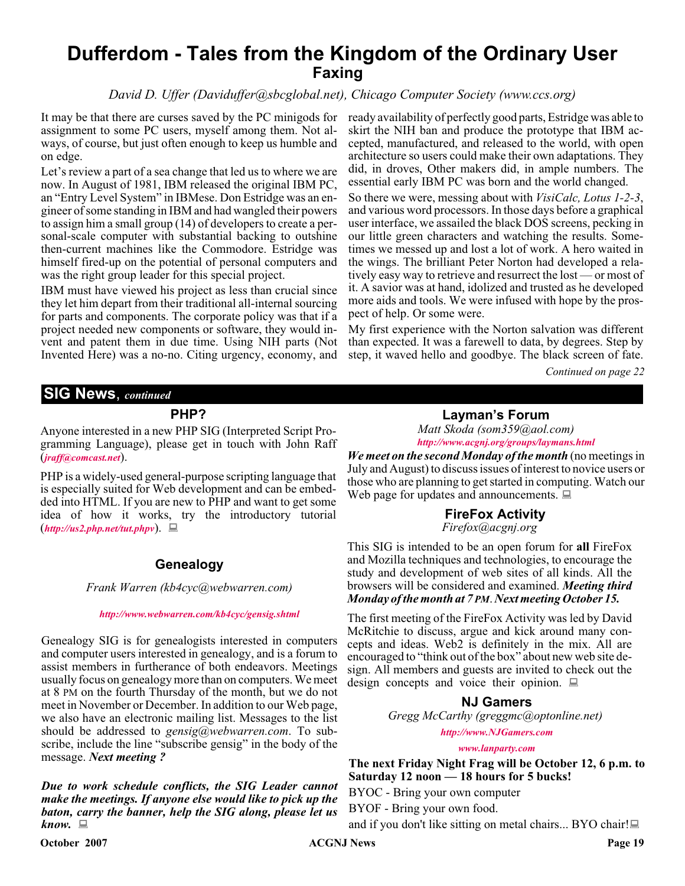# Dufferdom - Tales from the Kingdom of the Ordinary User

## Faxing

*David D. Uffer (Daviduffer@sbcglobal.net), Chicago Computer Society (www.ccs.org)*

It may be that there are curses saved by the PC minigods for assignment to some PC users, myself among them. Not always, of course, but just often enough to keep us humble and on edge.

Let's review a part of a sea change that led us to where we are now. In August of 1981, IBM released the original IBM PC, an "Entry Level System" in IBMese. Don Estridge was an engineer of some standing in IBM and had wangled their powers to assign him a small group (14) of developers to create a personal-scale computer with substantial backing to outshine then-current machines like the Commodore. Estridge was himself fired-up on the potential of personal computers and was the right group leader for this special project.

IBM must have viewed his project as less than crucial since they let him depart from their traditional all-internal sourcing for parts and components. The corporate policy was that if a project needed new components or software, they would invent and patent them in due time. Using NIH parts (Not Invented Here) was a no-no. Citing urgency, economy, and ready availability of perfectly good parts, Estridge was able to skirt the NIH ban and produce the prototype that IBM accepted, manufactured, and released to the world, with open architecture so users could make their own adaptations. They did, in droves, Other makers did, in ample numbers. The essential early IBM PC was born and the world changed.

So there we were, messing about with *VisiCalc, Lotus 1-2-3*, and various word processors. In those days before a graphical user interface, we assailed the black DOS screens, pecking in our little green characters and watching the results. Sometimes we messed up and lost a lot of work. A hero waited in the wings. The brilliant Peter Norton had developed a relatively easy way to retrieve and resurrect the lost — or most of it. A savior was at hand, idolized and trusted as he developed more aids and tools. We were infused with hope by the prospect of help. Or some were.

My first experience with the Norton salvation was different than expected. It was a farewell to data, by degrees. Step by step, it waved hello and goodbye. The black screen of fate.

*Continued on page 22*

## SIG News, *continued*

### PHP?

Anyone interested in a new PHP SIG (Interpreted Script Programming Language), please get in touch with John Raff (***jraff@comcast.net***).

PHP is a widely-used general-purpose scripting language that is especially suited for Web development and can be embedded into HTML. If you are new to PHP and want to get some idea of how it works, try the introductory tutorial (***http://us2.php.net/tut.phpv***).

### Genealogy

*Frank Warren (kb4cyc@webwarren.com)*

***http://www.webwarren.com/kb4cyc/gensig.shtml***

Genealogy SIG is for genealogists interested in computers and computer users interested in genealogy, and is a forum to assist members in furtherance of both endeavors. Meetings usually focus on genealogy more than on computers. We meet at 8 PM on the fourth Thursday of the month, but we do not meet in November or December. In addition to our Web page, we also have an electronic mailing list. Messages to the list should be addressed to *gensig@webwarren.com*. To subscribe, include the line "subscribe gensig" in the body of the message. ***Next meeting ?***

***Due to work schedule conflicts, the SIG Leader cannot make the meetings. If anyone else would like to pick up the baton, carry the banner, help the SIG along, please let us know.***

### Layman's Forum

*Matt Skoda (som359@aol.com)*

***http://www.acgnj.org/groups/laymans.html***

***We meet on the second Monday of the month*** (no meetings in July and August) to discuss issues of interest to novice users or those who are planning to get started in computing. Watch our Web page for updates and announcements.

### FireFox Activity

*Firefox@acgnj.org*

This SIG is intended to be an open forum for **all** FireFox and Mozilla techniques and technologies, to encourage the study and development of web sites of all kinds. All the browsers will be considered and examined. ***Meeting third Monday of the month at 7 PM. Next meeting October 15.***

The first meeting of the FireFox Activity was led by David McRitchie to discuss, argue and kick around many concepts and ideas. Web2 is definitely in the mix. All are encouraged to "think out of the box" about new web site design. All members and guests are invited to check out the design concepts and voice their opinion.

### NJ Gamers

*Gregg McCarthy (greggmc@optonline.net)*

***http://www.NJGamers.com***

***www.lanparty.com***

**The next Friday Night Frag will be October 12, 6 p.m. to Saturday 12 noon — 18 hours for 5 bucks!**

BYOC - Bring your own computer

BYOF - Bring your own food.

and if you don't like sitting on metal chairs... BYO chair!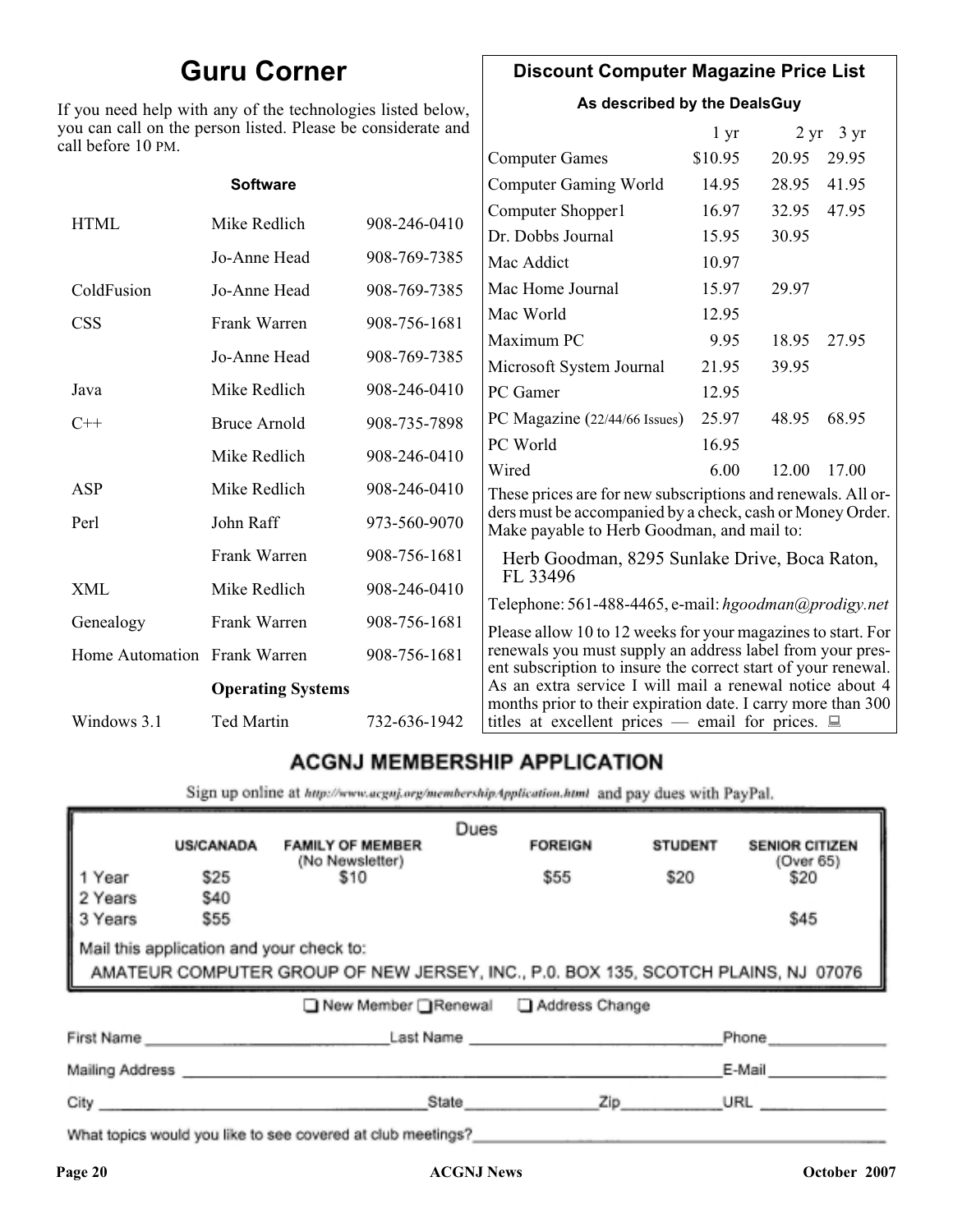## Guru Corner

If you need help with any of the technologies listed below, you can call on the person listed. Please be considerate and call before 10 PM.

**Software**

| | | |
|---|---|---|
| HTML | Mike Redlich | 908-246-0410 |
| | Jo-Anne Head | 908-769-7385 |
| ColdFusion | Jo-Anne Head | 908-769-7385 |
| CSS | Frank Warren | 908-756-1681 |
| | Jo-Anne Head | 908-769-7385 |
| Java | Mike Redlich | 908-246-0410 |
| C++ | Bruce Arnold | 908-735-7898 |
| | Mike Redlich | 908-246-0410 |
| ASP | Mike Redlich | 908-246-0410 |
| Perl | John Raff | 973-560-9070 |
| | Frank Warren | 908-756-1681 |
| XML | Mike Redlich | 908-246-0410 |
| Genealogy | Frank Warren | 908-756-1681 |
| Home Automation | Frank Warren | 908-756-1681 |
| | **Operating Systems** | |
| Windows 3.1 | Ted Martin | 732-636-1942 |

## Discount Computer Magazine Price List

**As described by the DealsGuy**

| | 1 yr | 2 yr | 3 yr |
|---|---|---|---|
| Computer Games | $10.95 | 20.95 | 29.95 |
| Computer Gaming World | 14.95 | 28.95 | 41.95 |
| Computer Shopper1 | 16.97 | 32.95 | 47.95 |
| Dr. Dobbs Journal | 15.95 | 30.95 | |
| Mac Addict | 10.97 | | |
| Mac Home Journal | 15.97 | 29.97 | |
| Mac World | 12.95 | | |
| Maximum PC | 9.95 | 18.95 | 27.95 |
| Microsoft System Journal | 21.95 | 39.95 | |
| PC Gamer | 12.95 | | |
| PC Magazine (22/44/66 Issues) | 25.97 | 48.95 | 68.95 |
| PC World | 16.95 | | |
| Wired | 6.00 | 12.00 | 17.00 |

These prices are for new subscriptions and renewals. All orders must be accompanied by a check, cash or Money Order. Make payable to Herb Goodman, and mail to:

Herb Goodman, 8295 Sunlake Drive, Boca Raton, FL 33496

Telephone: 561-488-4465, e-mail: *hgoodman@prodigy.net*

Please allow 10 to 12 weeks for your magazines to start. For renewals you must supply an address label from your present subscription to insure the correct start of your renewal. As an extra service I will mail a renewal notice about 4 months prior to their expiration date. I carry more than 300 titles at excellent prices — email for prices.

## ACGNJ MEMBERSHIP APPLICATION

Sign up online at http://www.acgnj.org/membershipApplication.html and pay dues with PayPal.

**Dues**

| | US/CANADA | FAMILY OF MEMBER (No Newsletter) | FOREIGN | STUDENT | SENIOR CITIZEN (Over 65) |
|---|---|---|---|---|---|
| 1 Year | $25 | $10 | $55 | $20 | $20 |
| 2 Years | $40 | | | | |
| 3 Years | $55 | | | | $45 |

Mail this application and your check to:

AMATEUR COMPUTER GROUP OF NEW JERSEY, INC., P.0. BOX 135, SCOTCH PLAINS, NJ 07076

☐ New Member ☐ Renewal ☐ Address Change

First Name ____________ Last Name ____________ Phone ____________

Mailing Address ____________ E-Mail ____________

City ____________ State ____________ Zip ____________ URL ____________

What topics would you like to see covered at club meetings? ____________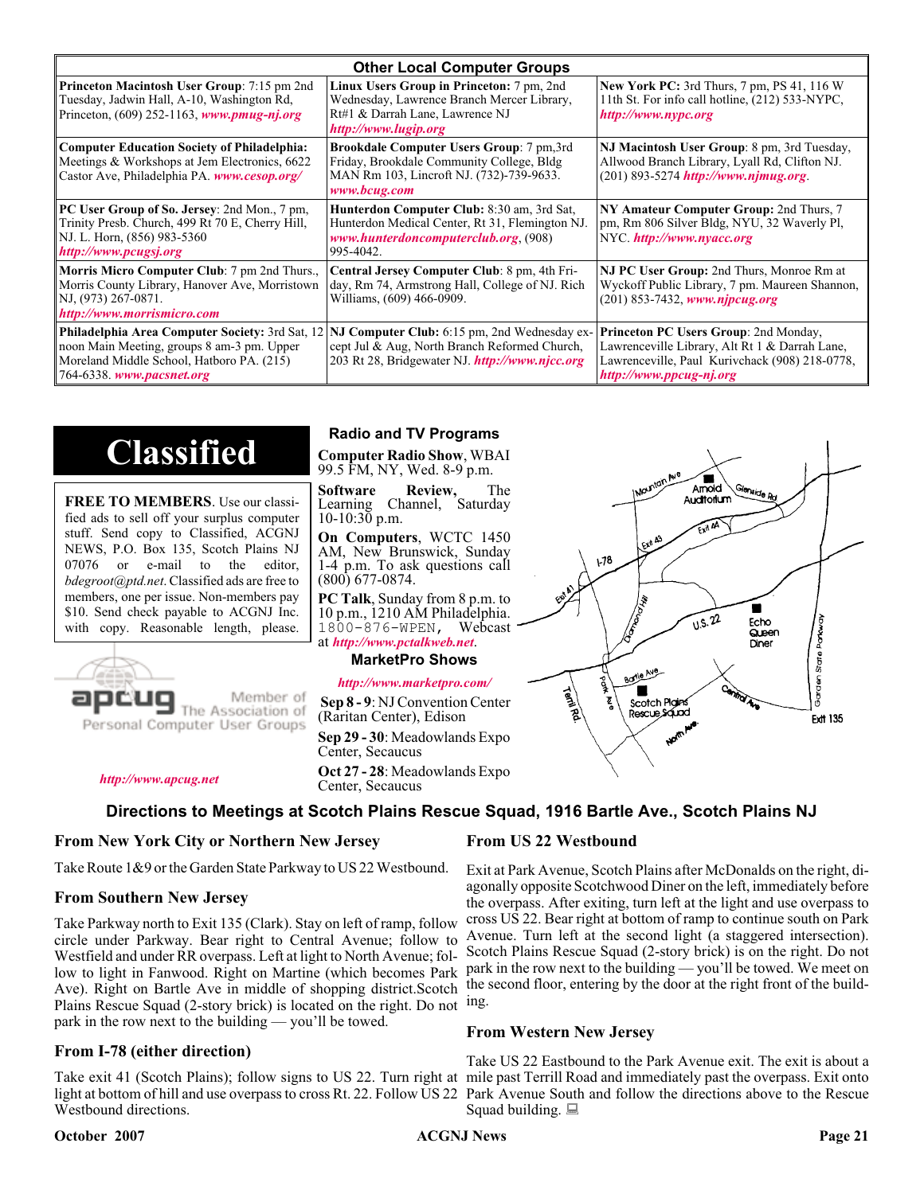## Other Local Computer Groups

| | | |
|---|---|---|
| **Princeton Macintosh User Group**: 7:15 pm 2nd Tuesday, Jadwin Hall, A-10, Washington Rd, Princeton, (609) 252-1163, ***www.pmug-nj.org*** | **Linux Users Group in Princeton:** 7 pm, 2nd Wednesday, Lawrence Branch Mercer Library, Rt#1 & Darrah Lane, Lawrence NJ ***http://www.lugip.org*** | **New York PC:** 3rd Thurs, 7 pm, PS 41, 116 W 11th St. For info call hotline, (212) 533-NYPC, ***http://www.nypc.org*** |
| **Computer Education Society of Philadelphia:** Meetings & Workshops at Jem Electronics, 6622 Castor Ave, Philadelphia PA. ***www.cesop.org/*** | **Brookdale Computer Users Group**: 7 pm,3rd Friday, Brookdale Community College, Bldg MAN Rm 103, Lincroft NJ. (732)-739-9633. ***www.bcug.com*** | **NJ Macintosh User Group**: 8 pm, 3rd Tuesday, Allwood Branch Library, Lyall Rd, Clifton NJ. (201) 893-5274 ***http://www.njmug.org***. |
| **PC User Group of So. Jersey**: 2nd Mon., 7 pm, Trinity Presb. Church, 499 Rt 70 E, Cherry Hill, NJ. L. Horn, (856) 983-5360 ***http://www.pcugsj.org*** | **Hunterdon Computer Club:** 8:30 am, 3rd Sat, Hunterdon Medical Center, Rt 31, Flemington NJ. ***www.hunterdoncomputerclub.org***, (908) 995-4042. | **NY Amateur Computer Group:** 2nd Thurs, 7 pm, Rm 806 Silver Bldg, NYU, 32 Waverly Pl, NYC. ***http://www.nyacc.org*** |
| **Morris Micro Computer Club**: 7 pm 2nd Thurs., Morris County Library, Hanover Ave, Morristown NJ, (973) 267-0871. ***http://www.morrismicro.com*** | **Central Jersey Computer Club**: 8 pm, 4th Friday, Rm 74, Armstrong Hall, College of NJ. Rich Williams, (609) 466-0909. | **NJ PC User Group:** 2nd Thurs, Monroe Rm at Wyckoff Public Library, 7 pm. Maureen Shannon, (201) 853-7432, ***www.njpcug.org*** |
| **Philadelphia Area Computer Society:** 3rd Sat, 12 noon Main Meeting, groups 8 am-3 pm. Upper Moreland Middle School, Hatboro PA. (215) 764-6338. ***www.pacsnet.org*** | **NJ Computer Club:** 6:15 pm, 2nd Wednesday except Jul & Aug, North Branch Reformed Church, 203 Rt 28, Bridgewater NJ. ***http://www.njcc.org*** | **Princeton PC Users Group**: 2nd Monday, Lawrenceville Library, Alt Rt 1 & Darrah Lane, Lawrenceville, Paul Kurivchack (908) 218-0778, ***http://www.ppcug-nj.org*** |

# Classified

**FREE TO MEMBERS**. Use our classified ads to sell off your surplus computer stuff. Send copy to Classified, ACGNJ NEWS, P.O. Box 135, Scotch Plains NJ 07076 or e-mail to the editor, *bdegroot@ptd.net*. Classified ads are free to members, one per issue. Non-members pay $10. Send check payable to ACGNJ Inc. with copy. Reasonable length, please.

apcug Member of The Association of Personal Computer User Groups

***http://www.apcug.net***

## Radio and TV Programs

**Computer Radio Show**, WBAI 99.5 FM, NY, Wed. 8-9 p.m.

**Software Review,** The Learning Channel, Saturday 10-10:30 p.m.

**On Computers**, WCTC 1450 AM, New Brunswick, Sunday 1-4 p.m. To ask questions call (800) 677-0874.

**PC Talk**, Sunday from 8 p.m. to 10 p.m., 1210 AM Philadelphia. 1800-876-WPEN, Webcast at ***http://www.pctalkweb.net***.

## MarketPro Shows

***http://www.marketpro.com/***

**Sep 8 - 9**: NJ Convention Center (Raritan Center), Edison

**Sep 29 - 30**: Meadowlands Expo Center, Secaucus

**Oct 27 - 28**: Meadowlands Expo Center, Secaucus

## Directions to Meetings at Scotch Plains Rescue Squad, 1916 Bartle Ave., Scotch Plains NJ

### From New York City or Northern New Jersey

Take Route 1&9 or the Garden State Parkway to US 22 Westbound.

### From Southern New Jersey

Take Parkway north to Exit 135 (Clark). Stay on left of ramp, follow circle under Parkway. Bear right to Central Avenue; follow to Westfield and under RR overpass. Left at light to North Avenue; follow to light in Fanwood. Right on Martine (which becomes Park Ave). Right on Bartle Ave in middle of shopping district.Scotch Plains Rescue Squad (2-story brick) is located on the right. Do not park in the row next to the building — you'll be towed.

### From I-78 (either direction)

Take exit 41 (Scotch Plains); follow signs to US 22. Turn right at light at bottom of hill and use overpass to cross Rt. 22. Follow US 22 Westbound directions.

### From US 22 Westbound

Exit at Park Avenue, Scotch Plains after McDonalds on the right, diagonally opposite Scotchwood Diner on the left, immediately before the overpass. After exiting, turn left at the light and use overpass to cross US 22. Bear right at bottom of ramp to continue south on Park Avenue. Turn left at the second light (a staggered intersection). Scotch Plains Rescue Squad (2-story brick) is on the right. Do not park in the row next to the building — you'll be towed. We meet on the second floor, entering by the door at the right front of the building.

### From Western New Jersey

Take US 22 Eastbound to the Park Avenue exit. The exit is about a mile past Terrill Road and immediately past the overpass. Exit onto Park Avenue South and follow the directions above to the Rescue Squad building.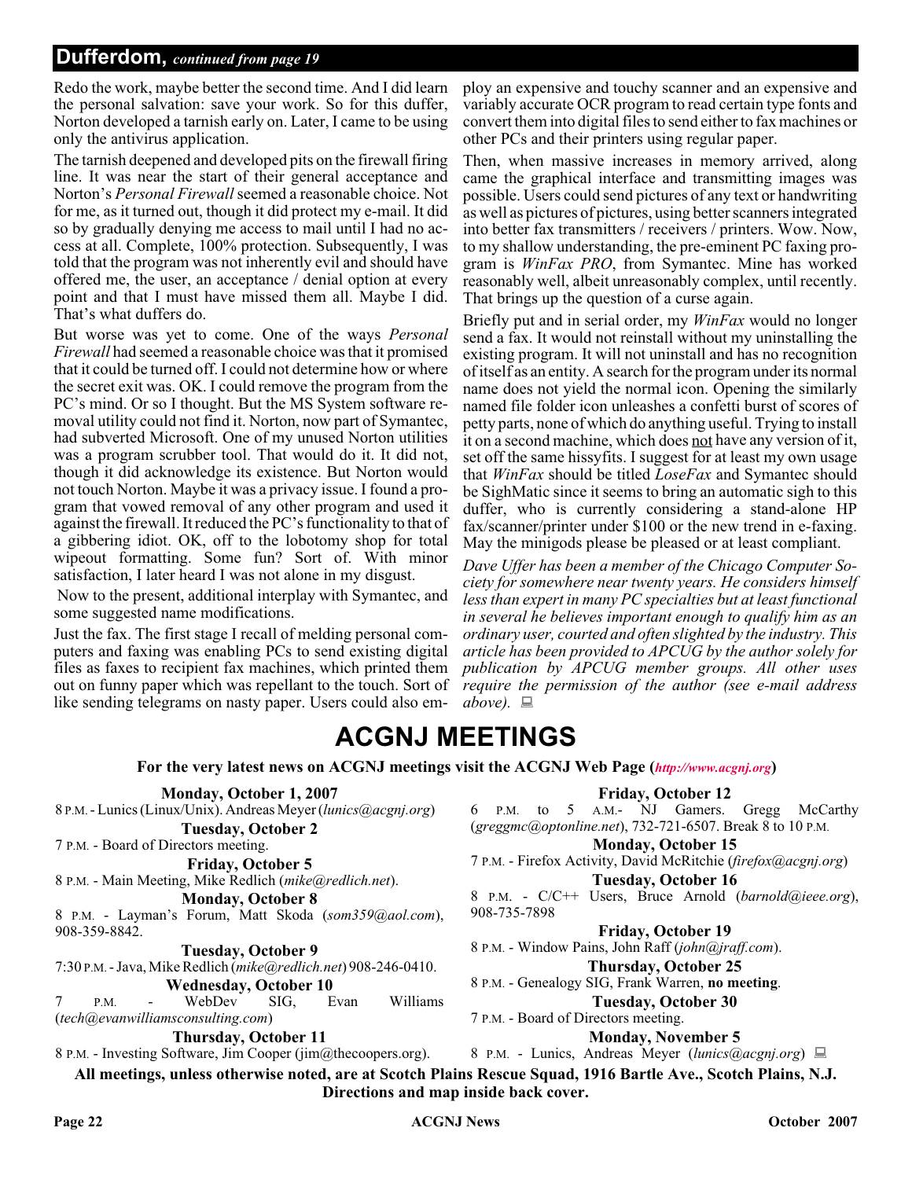## Dufferdom, *continued from page 19*

Redo the work, maybe better the second time. And I did learn the personal salvation: save your work. So for this duffer, Norton developed a tarnish early on. Later, I came to be using only the antivirus application.

The tarnish deepened and developed pits on the firewall firing line. It was near the start of their general acceptance and Norton's *Personal Firewall* seemed a reasonable choice. Not for me, as it turned out, though it did protect my e-mail. It did so by gradually denying me access to mail until I had no access at all. Complete, 100% protection. Subsequently, I was told that the program was not inherently evil and should have offered me, the user, an acceptance / denial option at every point and that I must have missed them all. Maybe I did. That's what duffers do.

But worse was yet to come. One of the ways *Personal Firewall* had seemed a reasonable choice was that it promised that it could be turned off. I could not determine how or where the secret exit was. OK. I could remove the program from the PC's mind. Or so I thought. But the MS System software removal utility could not find it. Norton, now part of Symantec, had subverted Microsoft. One of my unused Norton utilities was a program scrubber tool. That would do it. It did not, though it did acknowledge its existence. But Norton would not touch Norton. Maybe it was a privacy issue. I found a program that vowed removal of any other program and used it against the firewall. It reduced the PC's functionality to that of a gibbering idiot. OK, off to the lobotomy shop for total wipeout formatting. Some fun? Sort of. With minor satisfaction, I later heard I was not alone in my disgust.

Now to the present, additional interplay with Symantec, and some suggested name modifications.

Just the fax. The first stage I recall of melding personal computers and faxing was enabling PCs to send existing digital files as faxes to recipient fax machines, which printed them out on funny paper which was repellant to the touch. Sort of like sending telegrams on nasty paper. Users could also employ an expensive and touchy scanner and an expensive and variably accurate OCR program to read certain type fonts and convert them into digital files to send either to fax machines or other PCs and their printers using regular paper.

Then, when massive increases in memory arrived, along came the graphical interface and transmitting images was possible. Users could send pictures of any text or handwriting as well as pictures of pictures, using better scanners integrated into better fax transmitters / receivers / printers. Wow. Now, to my shallow understanding, the pre-eminent PC faxing program is *WinFax PRO*, from Symantec. Mine has worked reasonably well, albeit unreasonably complex, until recently. That brings up the question of a curse again.

Briefly put and in serial order, my *WinFax* would no longer send a fax. It would not reinstall without my uninstalling the existing program. It will not uninstall and has no recognition of itself as an entity. A search for the program under its normal name does not yield the normal icon. Opening the similarly named file folder icon unleashes a confetti burst of scores of petty parts, none of which do anything useful. Trying to install it on a second machine, which does not have any version of it, set off the same hissyfits. I suggest for at least my own usage that *WinFax* should be titled *LoseFax* and Symantec should be SighMatic since it seems to bring an automatic sigh to this duffer, who is currently considering a stand-alone HP fax/scanner/printer under $100 or the new trend in e-faxing. May the minigods be pleased or at least compliant.

*Dave Uffer has been a member of the Chicago Computer Society for somewhere near twenty years. He considers himself less than expert in many PC specialties but at least functional in several he believes important enough to qualify him as an ordinary user, courted and often slighted by the industry. This article has been provided to APCUG by the author solely for publication by APCUG member groups. All other uses require the permission of the author (see e-mail address above).*

# ACGNJ MEETINGS

**For the very latest news on ACGNJ meetings visit the ACGNJ Web Page (*http://www.acgnj.org*)**

**Monday, October 1, 2007**
8 P.M. - Lunics (Linux/Unix). Andreas Meyer (*lunics@acgnj.org*)

**Tuesday, October 2**
7 P.M. - Board of Directors meeting.

**Friday, October 5**
8 P.M. - Main Meeting, Mike Redlich (*mike@redlich.net*).

**Monday, October 8**
8 P.M. - Layman's Forum, Matt Skoda (*som359@aol.com*), 908-359-8842.

**Tuesday, October 9**
7:30 P.M. - Java, Mike Redlich (*mike@redlich.net*) 908-246-0410.

**Wednesday, October 10**
7 P.M. - WebDev SIG, Evan Williams (*tech@evanwilliamsconsulting.com*)

**Thursday, October 11**
8 P.M. - Investing Software, Jim Cooper (jim@thecoopers.org).

**Friday, October 12**
6 P.M. to 5 A.M.- NJ Gamers. Gregg McCarthy (*greggmc@optonline.net*), 732-721-6507. Break 8 to 10 P.M.

**Monday, October 15**
7 P.M. - Firefox Activity, David McRitchie (*firefox@acgnj.org*)

**Tuesday, October 16**
8 P.M. - C/C++ Users, Bruce Arnold (*barnold@ieee.org*), 908-735-7898

**Friday, October 19**
8 P.M. - Window Pains, John Raff (*john@jraff.com*).

**Thursday, October 25**
8 P.M. - Genealogy SIG, Frank Warren, **no meeting**.

**Tuesday, October 30**
7 P.M. - Board of Directors meeting.

**Monday, November 5**
8 P.M. - Lunics, Andreas Meyer (*lunics@acgnj.org*)

**All meetings, unless otherwise noted, are at Scotch Plains Rescue Squad, 1916 Bartle Ave., Scotch Plains, N.J. Directions and map inside back cover.**